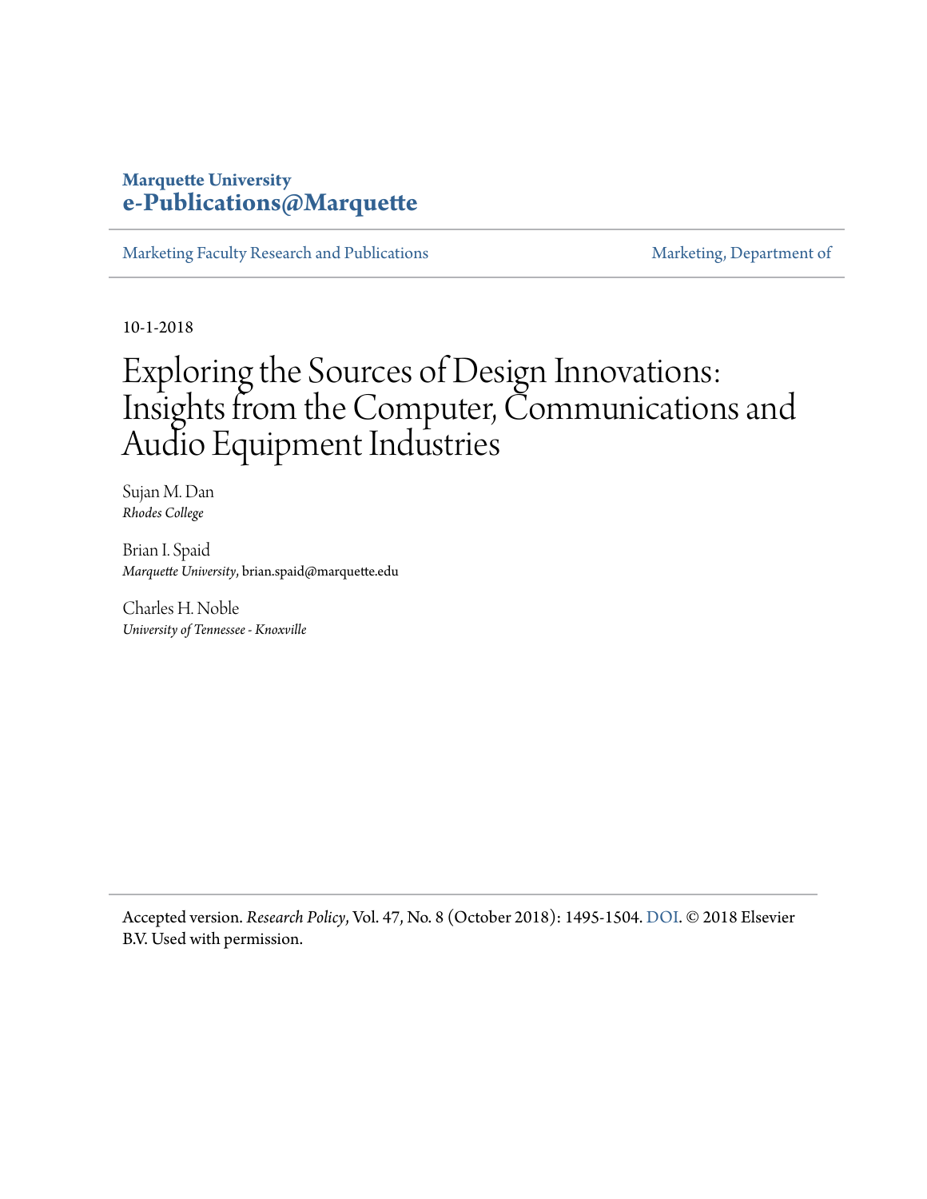Marquette University
**e-Publications@Marquette**

Marketing Faculty Research and Publications | Marketing, Department of

10-1-2018

# Exploring the Sources of Design Innovations: Insights from the Computer, Communications and Audio Equipment Industries

Sujan M. Dan
*Rhodes College*

Brian I. Spaid
*Marquette University*, brian.spaid@marquette.edu

Charles H. Noble
*University of Tennessee - Knoxville*

Accepted version. *Research Policy*, Vol. 47, No. 8 (October 2018): 1495-1504. DOI. © 2018 Elsevier B.V. Used with permission.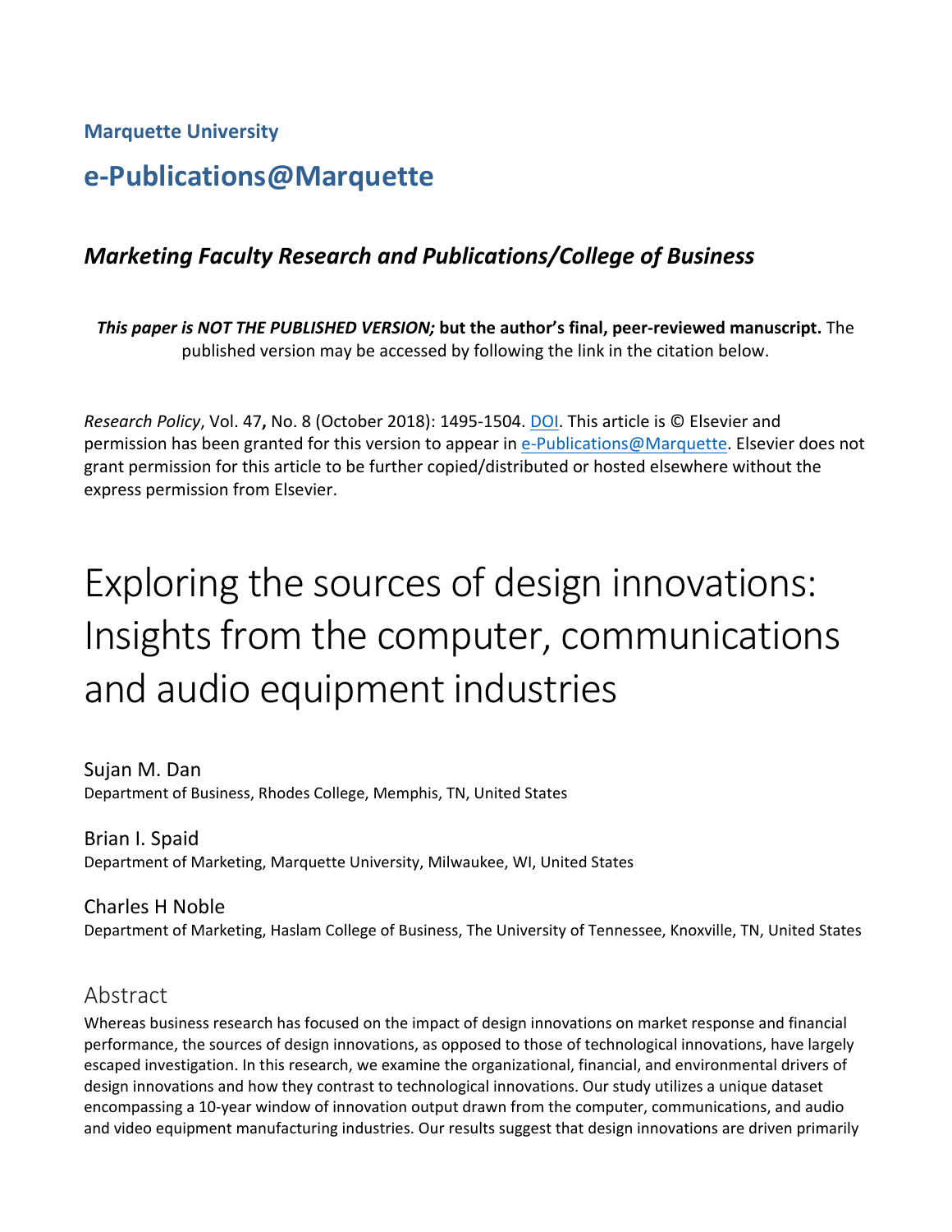**Marquette University**

# e-Publications@Marquette

## *Marketing Faculty Research and Publications/College of Business*

***This paper is NOT THE PUBLISHED VERSION;*** **but the author's final, peer-reviewed manuscript.** The published version may be accessed by following the link in the citation below.

*Research Policy*, Vol. 47**,** No. 8 (October 2018): 1495-1504. DOI. This article is © Elsevier and permission has been granted for this version to appear in e-Publications@Marquette. Elsevier does not grant permission for this article to be further copied/distributed or hosted elsewhere without the express permission from Elsevier.

# Exploring the sources of design innovations: Insights from the computer, communications and audio equipment industries

Sujan M. Dan
Department of Business, Rhodes College, Memphis, TN, United States

Brian I. Spaid
Department of Marketing, Marquette University, Milwaukee, WI, United States

Charles H Noble
Department of Marketing, Haslam College of Business, The University of Tennessee, Knoxville, TN, United States

## Abstract

Whereas business research has focused on the impact of design innovations on market response and financial performance, the sources of design innovations, as opposed to those of technological innovations, have largely escaped investigation. In this research, we examine the organizational, financial, and environmental drivers of design innovations and how they contrast to technological innovations. Our study utilizes a unique dataset encompassing a 10-year window of innovation output drawn from the computer, communications, and audio and video equipment manufacturing industries. Our results suggest that design innovations are driven primarily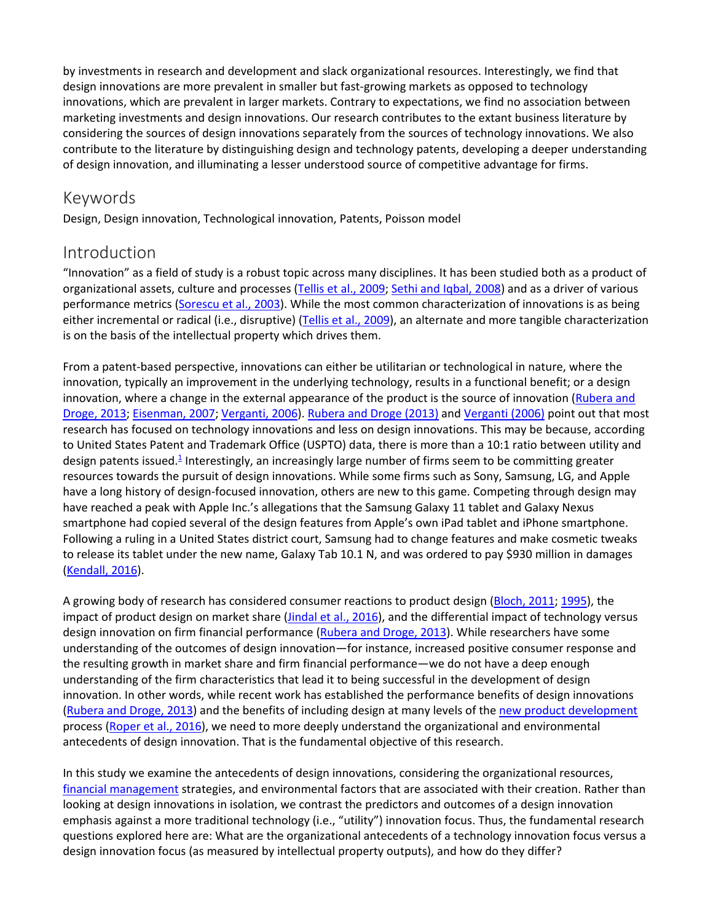by investments in research and development and slack organizational resources. Interestingly, we find that design innovations are more prevalent in smaller but fast-growing markets as opposed to technology innovations, which are prevalent in larger markets. Contrary to expectations, we find no association between marketing investments and design innovations. Our research contributes to the extant business literature by considering the sources of design innovations separately from the sources of technology innovations. We also contribute to the literature by distinguishing design and technology patents, developing a deeper understanding of design innovation, and illuminating a lesser understood source of competitive advantage for firms.

## Keywords

Design, Design innovation, Technological innovation, Patents, Poisson model

## Introduction

"Innovation" as a field of study is a robust topic across many disciplines. It has been studied both as a product of organizational assets, culture and processes (Tellis et al., 2009; Sethi and Iqbal, 2008) and as a driver of various performance metrics (Sorescu et al., 2003). While the most common characterization of innovations is as being either incremental or radical (i.e., disruptive) (Tellis et al., 2009), an alternate and more tangible characterization is on the basis of the intellectual property which drives them.

From a patent-based perspective, innovations can either be utilitarian or technological in nature, where the innovation, typically an improvement in the underlying technology, results in a functional benefit; or a design innovation, where a change in the external appearance of the product is the source of innovation (Rubera and Droge, 2013; Eisenman, 2007; Verganti, 2006). Rubera and Droge (2013) and Verganti (2006) point out that most research has focused on technology innovations and less on design innovations. This may be because, according to United States Patent and Trademark Office (USPTO) data, there is more than a 10:1 ratio between utility and design patents issued.[1] Interestingly, an increasingly large number of firms seem to be committing greater resources towards the pursuit of design innovations. While some firms such as Sony, Samsung, LG, and Apple have a long history of design-focused innovation, others are new to this game. Competing through design may have reached a peak with Apple Inc.'s allegations that the Samsung Galaxy 11 tablet and Galaxy Nexus smartphone had copied several of the design features from Apple's own iPad tablet and iPhone smartphone. Following a ruling in a United States district court, Samsung had to change features and make cosmetic tweaks to release its tablet under the new name, Galaxy Tab 10.1 N, and was ordered to pay $930 million in damages (Kendall, 2016).

A growing body of research has considered consumer reactions to product design (Bloch, 2011; 1995), the impact of product design on market share (Jindal et al., 2016), and the differential impact of technology versus design innovation on firm financial performance (Rubera and Droge, 2013). While researchers have some understanding of the outcomes of design innovation—for instance, increased positive consumer response and the resulting growth in market share and firm financial performance—we do not have a deep enough understanding of the firm characteristics that lead it to being successful in the development of design innovation. In other words, while recent work has established the performance benefits of design innovations (Rubera and Droge, 2013) and the benefits of including design at many levels of the new product development process (Roper et al., 2016), we need to more deeply understand the organizational and environmental antecedents of design innovation. That is the fundamental objective of this research.

In this study we examine the antecedents of design innovations, considering the organizational resources, financial management strategies, and environmental factors that are associated with their creation. Rather than looking at design innovations in isolation, we contrast the predictors and outcomes of a design innovation emphasis against a more traditional technology (i.e., "utility") innovation focus. Thus, the fundamental research questions explored here are: What are the organizational antecedents of a technology innovation focus versus a design innovation focus (as measured by intellectual property outputs), and how do they differ?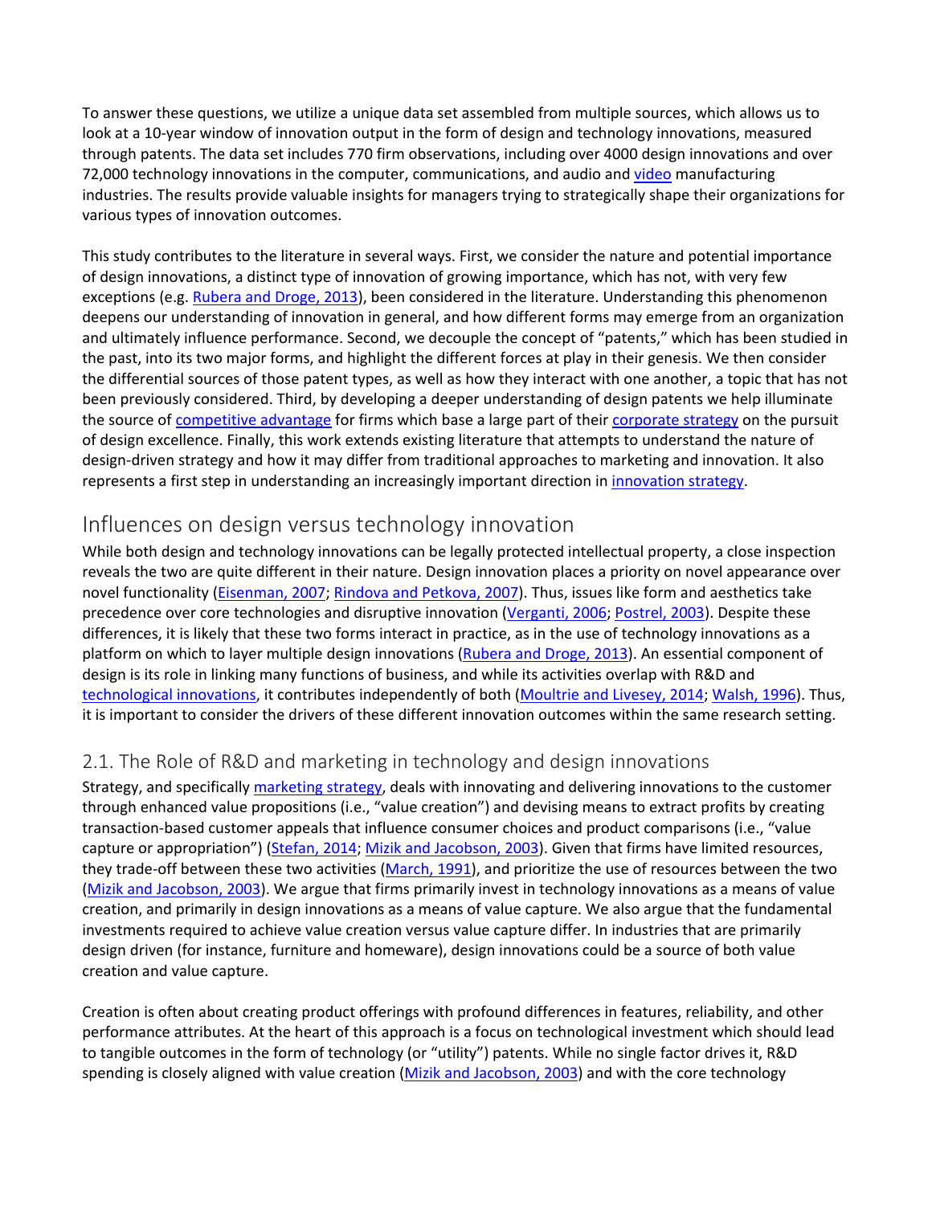To answer these questions, we utilize a unique data set assembled from multiple sources, which allows us to look at a 10-year window of innovation output in the form of design and technology innovations, measured through patents. The data set includes 770 firm observations, including over 4000 design innovations and over 72,000 technology innovations in the computer, communications, and audio and video manufacturing industries. The results provide valuable insights for managers trying to strategically shape their organizations for various types of innovation outcomes.

This study contributes to the literature in several ways. First, we consider the nature and potential importance of design innovations, a distinct type of innovation of growing importance, which has not, with very few exceptions (e.g. Rubera and Droge, 2013), been considered in the literature. Understanding this phenomenon deepens our understanding of innovation in general, and how different forms may emerge from an organization and ultimately influence performance. Second, we decouple the concept of "patents," which has been studied in the past, into its two major forms, and highlight the different forces at play in their genesis. We then consider the differential sources of those patent types, as well as how they interact with one another, a topic that has not been previously considered. Third, by developing a deeper understanding of design patents we help illuminate the source of competitive advantage for firms which base a large part of their corporate strategy on the pursuit of design excellence. Finally, this work extends existing literature that attempts to understand the nature of design-driven strategy and how it may differ from traditional approaches to marketing and innovation. It also represents a first step in understanding an increasingly important direction in innovation strategy.

## Influences on design versus technology innovation

While both design and technology innovations can be legally protected intellectual property, a close inspection reveals the two are quite different in their nature. Design innovation places a priority on novel appearance over novel functionality (Eisenman, 2007; Rindova and Petkova, 2007). Thus, issues like form and aesthetics take precedence over core technologies and disruptive innovation (Verganti, 2006; Postrel, 2003). Despite these differences, it is likely that these two forms interact in practice, as in the use of technology innovations as a platform on which to layer multiple design innovations (Rubera and Droge, 2013). An essential component of design is its role in linking many functions of business, and while its activities overlap with R&D and technological innovations, it contributes independently of both (Moultrie and Livesey, 2014; Walsh, 1996). Thus, it is important to consider the drivers of these different innovation outcomes within the same research setting.

### 2.1. The Role of R&D and marketing in technology and design innovations

Strategy, and specifically marketing strategy, deals with innovating and delivering innovations to the customer through enhanced value propositions (i.e., "value creation") and devising means to extract profits by creating transaction-based customer appeals that influence consumer choices and product comparisons (i.e., "value capture or appropriation") (Stefan, 2014; Mizik and Jacobson, 2003). Given that firms have limited resources, they trade-off between these two activities (March, 1991), and prioritize the use of resources between the two (Mizik and Jacobson, 2003). We argue that firms primarily invest in technology innovations as a means of value creation, and primarily in design innovations as a means of value capture. We also argue that the fundamental investments required to achieve value creation versus value capture differ. In industries that are primarily design driven (for instance, furniture and homeware), design innovations could be a source of both value creation and value capture.

Creation is often about creating product offerings with profound differences in features, reliability, and other performance attributes. At the heart of this approach is a focus on technological investment which should lead to tangible outcomes in the form of technology (or "utility") patents. While no single factor drives it, R&D spending is closely aligned with value creation (Mizik and Jacobson, 2003) and with the core technology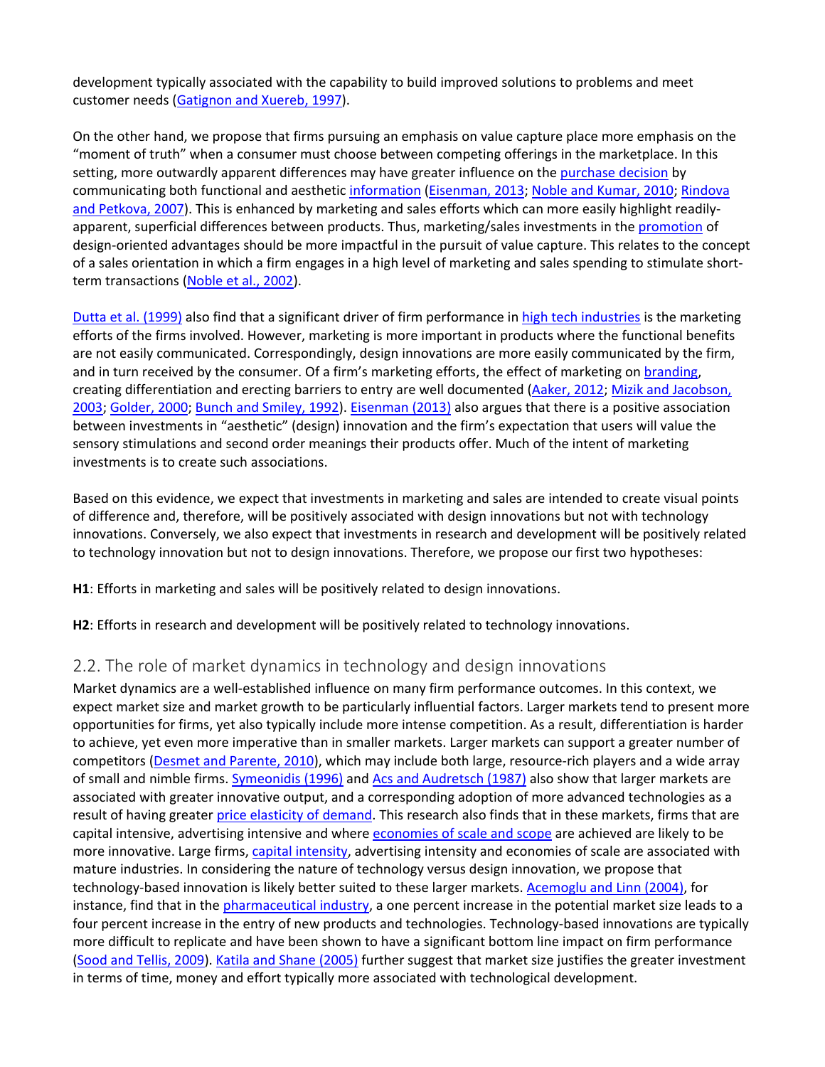development typically associated with the capability to build improved solutions to problems and meet customer needs (Gatignon and Xuereb, 1997).

On the other hand, we propose that firms pursuing an emphasis on value capture place more emphasis on the "moment of truth" when a consumer must choose between competing offerings in the marketplace. In this setting, more outwardly apparent differences may have greater influence on the purchase decision by communicating both functional and aesthetic information (Eisenman, 2013; Noble and Kumar, 2010; Rindova and Petkova, 2007). This is enhanced by marketing and sales efforts which can more easily highlight readily-apparent, superficial differences between products. Thus, marketing/sales investments in the promotion of design-oriented advantages should be more impactful in the pursuit of value capture. This relates to the concept of a sales orientation in which a firm engages in a high level of marketing and sales spending to stimulate short-term transactions (Noble et al., 2002).

Dutta et al. (1999) also find that a significant driver of firm performance in high tech industries is the marketing efforts of the firms involved. However, marketing is more important in products where the functional benefits are not easily communicated. Correspondingly, design innovations are more easily communicated by the firm, and in turn received by the consumer. Of a firm's marketing efforts, the effect of marketing on branding, creating differentiation and erecting barriers to entry are well documented (Aaker, 2012; Mizik and Jacobson, 2003; Golder, 2000; Bunch and Smiley, 1992). Eisenman (2013) also argues that there is a positive association between investments in "aesthetic" (design) innovation and the firm's expectation that users will value the sensory stimulations and second order meanings their products offer. Much of the intent of marketing investments is to create such associations.

Based on this evidence, we expect that investments in marketing and sales are intended to create visual points of difference and, therefore, will be positively associated with design innovations but not with technology innovations. Conversely, we also expect that investments in research and development will be positively related to technology innovation but not to design innovations. Therefore, we propose our first two hypotheses:

**H1**: Efforts in marketing and sales will be positively related to design innovations.

**H2**: Efforts in research and development will be positively related to technology innovations.

## 2.2. The role of market dynamics in technology and design innovations

Market dynamics are a well-established influence on many firm performance outcomes. In this context, we expect market size and market growth to be particularly influential factors. Larger markets tend to present more opportunities for firms, yet also typically include more intense competition. As a result, differentiation is harder to achieve, yet even more imperative than in smaller markets. Larger markets can support a greater number of competitors (Desmet and Parente, 2010), which may include both large, resource-rich players and a wide array of small and nimble firms. Symeonidis (1996) and Acs and Audretsch (1987) also show that larger markets are associated with greater innovative output, and a corresponding adoption of more advanced technologies as a result of having greater price elasticity of demand. This research also finds that in these markets, firms that are capital intensive, advertising intensive and where economies of scale and scope are achieved are likely to be more innovative. Large firms, capital intensity, advertising intensity and economies of scale are associated with mature industries. In considering the nature of technology versus design innovation, we propose that technology-based innovation is likely better suited to these larger markets. Acemoglu and Linn (2004), for instance, find that in the pharmaceutical industry, a one percent increase in the potential market size leads to a four percent increase in the entry of new products and technologies. Technology-based innovations are typically more difficult to replicate and have been shown to have a significant bottom line impact on firm performance (Sood and Tellis, 2009). Katila and Shane (2005) further suggest that market size justifies the greater investment in terms of time, money and effort typically more associated with technological development.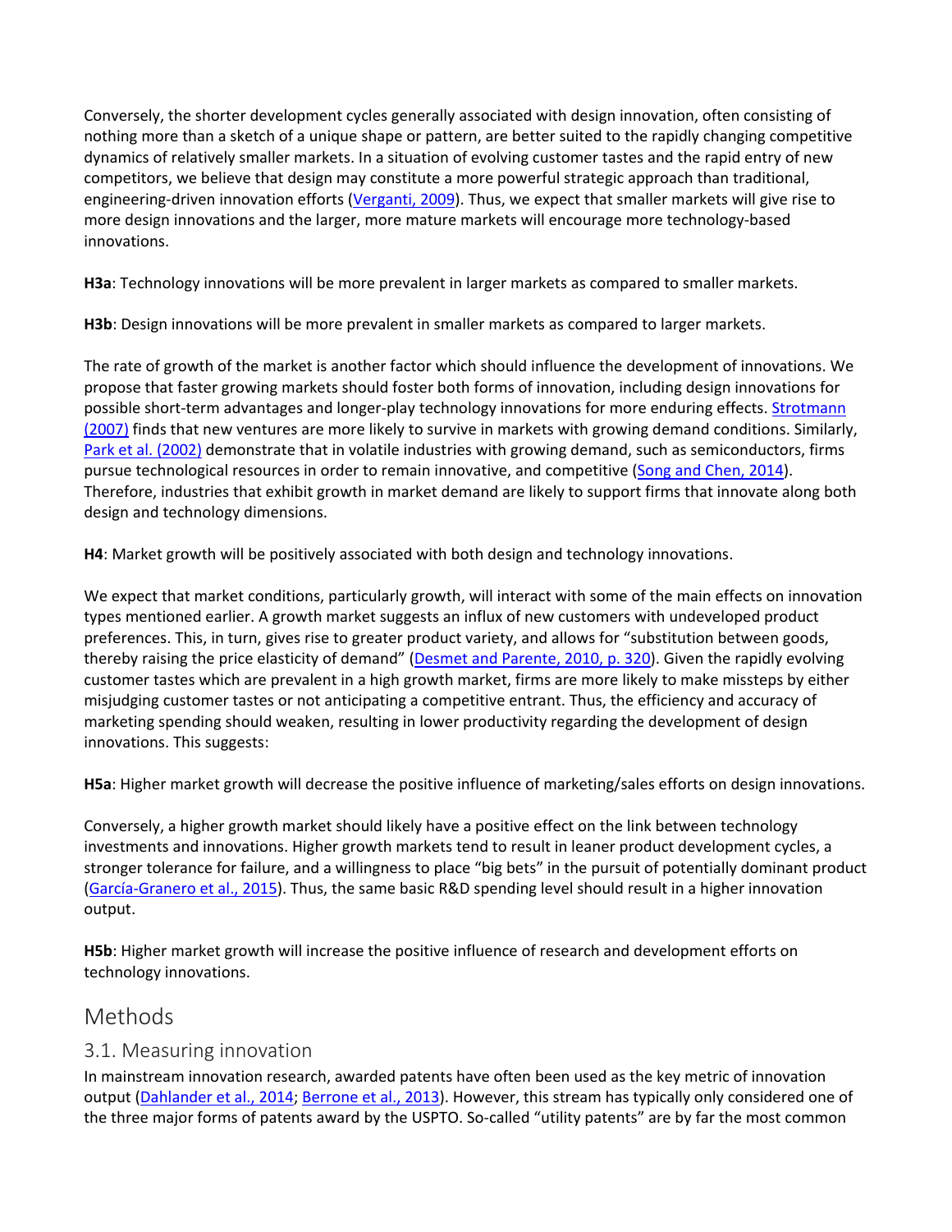Conversely, the shorter development cycles generally associated with design innovation, often consisting of nothing more than a sketch of a unique shape or pattern, are better suited to the rapidly changing competitive dynamics of relatively smaller markets. In a situation of evolving customer tastes and the rapid entry of new competitors, we believe that design may constitute a more powerful strategic approach than traditional, engineering-driven innovation efforts (Verganti, 2009). Thus, we expect that smaller markets will give rise to more design innovations and the larger, more mature markets will encourage more technology-based innovations.

**H3a**: Technology innovations will be more prevalent in larger markets as compared to smaller markets.

**H3b**: Design innovations will be more prevalent in smaller markets as compared to larger markets.

The rate of growth of the market is another factor which should influence the development of innovations. We propose that faster growing markets should foster both forms of innovation, including design innovations for possible short-term advantages and longer-play technology innovations for more enduring effects. Strotmann (2007) finds that new ventures are more likely to survive in markets with growing demand conditions. Similarly, Park et al. (2002) demonstrate that in volatile industries with growing demand, such as semiconductors, firms pursue technological resources in order to remain innovative, and competitive (Song and Chen, 2014). Therefore, industries that exhibit growth in market demand are likely to support firms that innovate along both design and technology dimensions.

**H4**: Market growth will be positively associated with both design and technology innovations.

We expect that market conditions, particularly growth, will interact with some of the main effects on innovation types mentioned earlier. A growth market suggests an influx of new customers with undeveloped product preferences. This, in turn, gives rise to greater product variety, and allows for "substitution between goods, thereby raising the price elasticity of demand" (Desmet and Parente, 2010, p. 320). Given the rapidly evolving customer tastes which are prevalent in a high growth market, firms are more likely to make missteps by either misjudging customer tastes or not anticipating a competitive entrant. Thus, the efficiency and accuracy of marketing spending should weaken, resulting in lower productivity regarding the development of design innovations. This suggests:

**H5a**: Higher market growth will decrease the positive influence of marketing/sales efforts on design innovations.

Conversely, a higher growth market should likely have a positive effect on the link between technology investments and innovations. Higher growth markets tend to result in leaner product development cycles, a stronger tolerance for failure, and a willingness to place "big bets" in the pursuit of potentially dominant product (García-Granero et al., 2015). Thus, the same basic R&D spending level should result in a higher innovation output.

**H5b**: Higher market growth will increase the positive influence of research and development efforts on technology innovations.

# Methods

## 3.1. Measuring innovation

In mainstream innovation research, awarded patents have often been used as the key metric of innovation output (Dahlander et al., 2014; Berrone et al., 2013). However, this stream has typically only considered one of the three major forms of patents award by the USPTO. So-called "utility patents" are by far the most common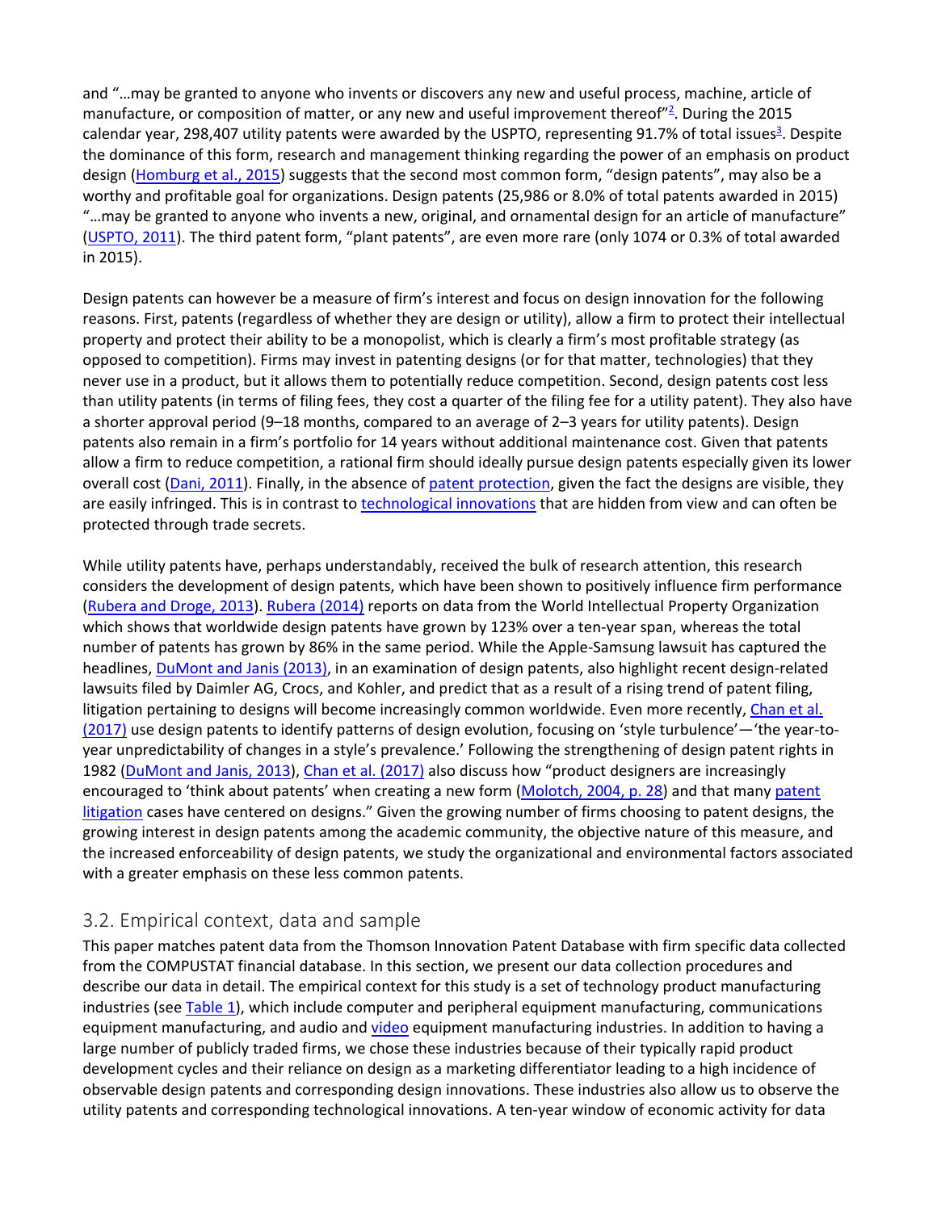and "…may be granted to anyone who invents or discovers any new and useful process, machine, article of manufacture, or composition of matter, or any new and useful improvement thereof"[2]. During the 2015 calendar year, 298,407 utility patents were awarded by the USPTO, representing 91.7% of total issues[3]. Despite the dominance of this form, research and management thinking regarding the power of an emphasis on product design (Homburg et al., 2015) suggests that the second most common form, "design patents", may also be a worthy and profitable goal for organizations. Design patents (25,986 or 8.0% of total patents awarded in 2015) "…may be granted to anyone who invents a new, original, and ornamental design for an article of manufacture" (USPTO, 2011). The third patent form, "plant patents", are even more rare (only 1074 or 0.3% of total awarded in 2015).

Design patents can however be a measure of firm's interest and focus on design innovation for the following reasons. First, patents (regardless of whether they are design or utility), allow a firm to protect their intellectual property and protect their ability to be a monopolist, which is clearly a firm's most profitable strategy (as opposed to competition). Firms may invest in patenting designs (or for that matter, technologies) that they never use in a product, but it allows them to potentially reduce competition. Second, design patents cost less than utility patents (in terms of filing fees, they cost a quarter of the filing fee for a utility patent). They also have a shorter approval period (9–18 months, compared to an average of 2–3 years for utility patents). Design patents also remain in a firm's portfolio for 14 years without additional maintenance cost. Given that patents allow a firm to reduce competition, a rational firm should ideally pursue design patents especially given its lower overall cost (Dani, 2011). Finally, in the absence of patent protection, given the fact the designs are visible, they are easily infringed. This is in contrast to technological innovations that are hidden from view and can often be protected through trade secrets.

While utility patents have, perhaps understandably, received the bulk of research attention, this research considers the development of design patents, which have been shown to positively influence firm performance (Rubera and Droge, 2013). Rubera (2014) reports on data from the World Intellectual Property Organization which shows that worldwide design patents have grown by 123% over a ten-year span, whereas the total number of patents has grown by 86% in the same period. While the Apple-Samsung lawsuit has captured the headlines, DuMont and Janis (2013), in an examination of design patents, also highlight recent design-related lawsuits filed by Daimler AG, Crocs, and Kohler, and predict that as a result of a rising trend of patent filing, litigation pertaining to designs will become increasingly common worldwide. Even more recently, Chan et al. (2017) use design patents to identify patterns of design evolution, focusing on 'style turbulence'—'the year-to-year unpredictability of changes in a style's prevalence.' Following the strengthening of design patent rights in 1982 (DuMont and Janis, 2013), Chan et al. (2017) also discuss how "product designers are increasingly encouraged to 'think about patents' when creating a new form (Molotch, 2004, p. 28) and that many patent litigation cases have centered on designs." Given the growing number of firms choosing to patent designs, the growing interest in design patents among the academic community, the objective nature of this measure, and the increased enforceability of design patents, we study the organizational and environmental factors associated with a greater emphasis on these less common patents.

## 3.2. Empirical context, data and sample

This paper matches patent data from the Thomson Innovation Patent Database with firm specific data collected from the COMPUSTAT financial database. In this section, we present our data collection procedures and describe our data in detail. The empirical context for this study is a set of technology product manufacturing industries (see Table 1), which include computer and peripheral equipment manufacturing, communications equipment manufacturing, and audio and video equipment manufacturing industries. In addition to having a large number of publicly traded firms, we chose these industries because of their typically rapid product development cycles and their reliance on design as a marketing differentiator leading to a high incidence of observable design patents and corresponding design innovations. These industries also allow us to observe the utility patents and corresponding technological innovations. A ten-year window of economic activity for data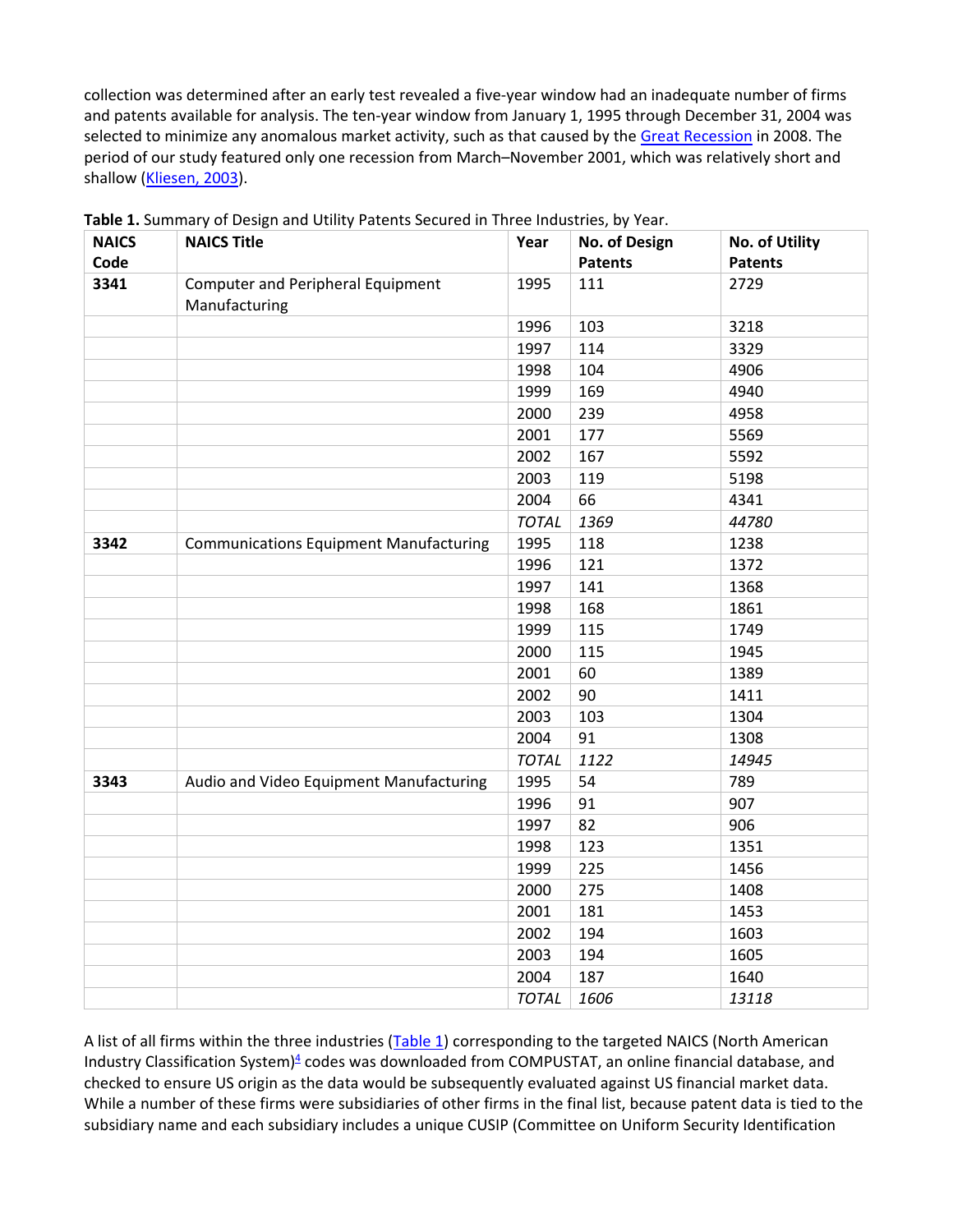collection was determined after an early test revealed a five-year window had an inadequate number of firms and patents available for analysis. The ten-year window from January 1, 1995 through December 31, 2004 was selected to minimize any anomalous market activity, such as that caused by the Great Recession in 2008. The period of our study featured only one recession from March–November 2001, which was relatively short and shallow (Kliesen, 2003).

**Table 1.** Summary of Design and Utility Patents Secured in Three Industries, by Year.

| NAICS Code | NAICS Title | Year | No. of Design Patents | No. of Utility Patents |
|---|---|---|---|---|
| **3341** | Computer and Peripheral Equipment Manufacturing | 1995 | 111 | 2729 |
| | | 1996 | 103 | 3218 |
| | | 1997 | 114 | 3329 |
| | | 1998 | 104 | 4906 |
| | | 1999 | 169 | 4940 |
| | | 2000 | 239 | 4958 |
| | | 2001 | 177 | 5569 |
| | | 2002 | 167 | 5592 |
| | | 2003 | 119 | 5198 |
| | | 2004 | 66 | 4341 |
| | | *TOTAL* | *1369* | *44780* |
| **3342** | Communications Equipment Manufacturing | 1995 | 118 | 1238 |
| | | 1996 | 121 | 1372 |
| | | 1997 | 141 | 1368 |
| | | 1998 | 168 | 1861 |
| | | 1999 | 115 | 1749 |
| | | 2000 | 115 | 1945 |
| | | 2001 | 60 | 1389 |
| | | 2002 | 90 | 1411 |
| | | 2003 | 103 | 1304 |
| | | 2004 | 91 | 1308 |
| | | *TOTAL* | *1122* | *14945* |
| **3343** | Audio and Video Equipment Manufacturing | 1995 | 54 | 789 |
| | | 1996 | 91 | 907 |
| | | 1997 | 82 | 906 |
| | | 1998 | 123 | 1351 |
| | | 1999 | 225 | 1456 |
| | | 2000 | 275 | 1408 |
| | | 2001 | 181 | 1453 |
| | | 2002 | 194 | 1603 |
| | | 2003 | 194 | 1605 |
| | | 2004 | 187 | 1640 |
| | | *TOTAL* | *1606* | *13118* |

A list of all firms within the three industries (Table 1) corresponding to the targeted NAICS (North American Industry Classification System)[4] codes was downloaded from COMPUSTAT, an online financial database, and checked to ensure US origin as the data would be subsequently evaluated against US financial market data. While a number of these firms were subsidiaries of other firms in the final list, because patent data is tied to the subsidiary name and each subsidiary includes a unique CUSIP (Committee on Uniform Security Identification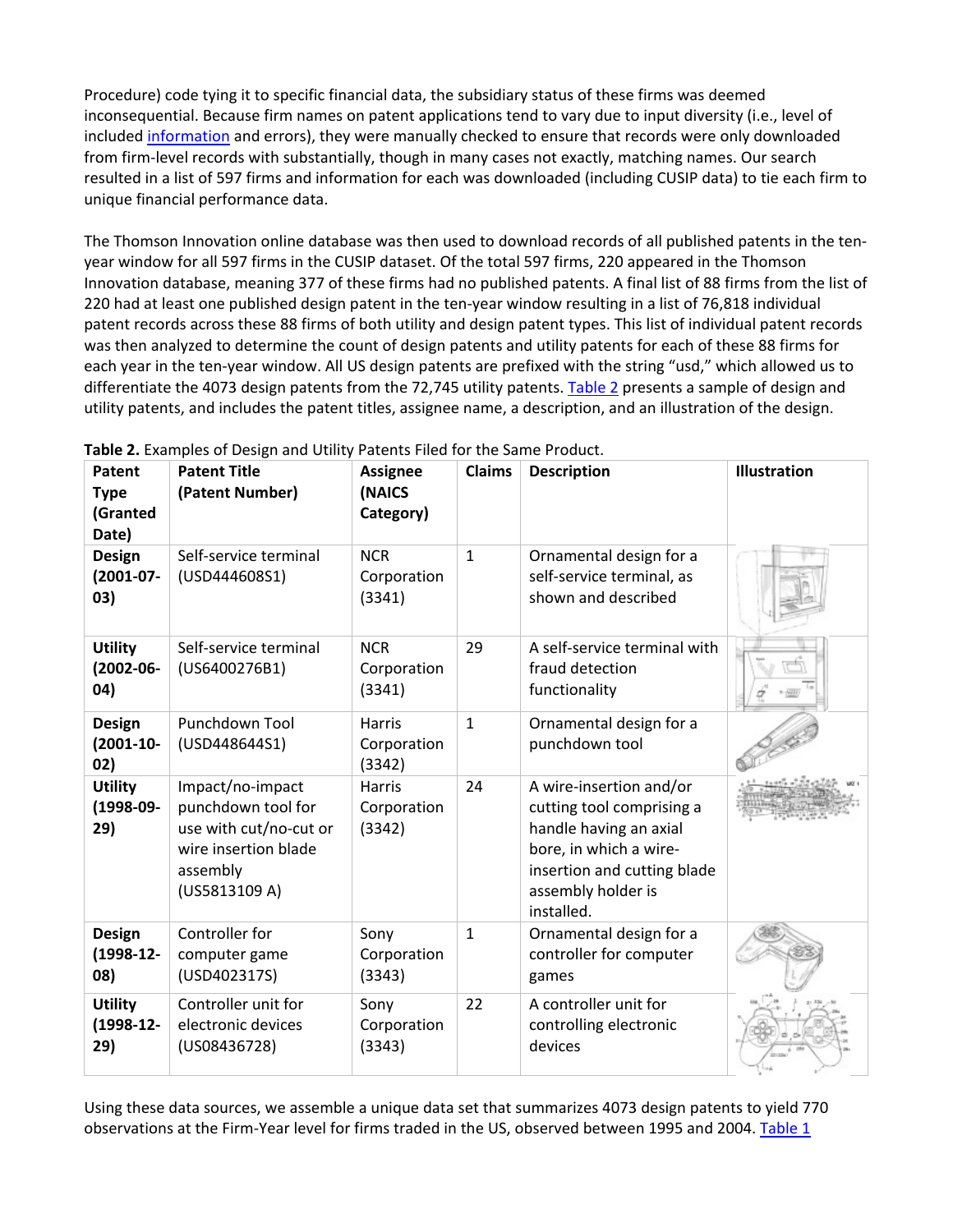Procedure) code tying it to specific financial data, the subsidiary status of these firms was deemed inconsequential. Because firm names on patent applications tend to vary due to input diversity (i.e., level of included information and errors), they were manually checked to ensure that records were only downloaded from firm-level records with substantially, though in many cases not exactly, matching names. Our search resulted in a list of 597 firms and information for each was downloaded (including CUSIP data) to tie each firm to unique financial performance data.

The Thomson Innovation online database was then used to download records of all published patents in the ten-year window for all 597 firms in the CUSIP dataset. Of the total 597 firms, 220 appeared in the Thomson Innovation database, meaning 377 of these firms had no published patents. A final list of 88 firms from the list of 220 had at least one published design patent in the ten-year window resulting in a list of 76,818 individual patent records across these 88 firms of both utility and design patent types. This list of individual patent records was then analyzed to determine the count of design patents and utility patents for each of these 88 firms for each year in the ten-year window. All US design patents are prefixed with the string "usd," which allowed us to differentiate the 4073 design patents from the 72,745 utility patents. Table 2 presents a sample of design and utility patents, and includes the patent titles, assignee name, a description, and an illustration of the design.

**Table 2.** Examples of Design and Utility Patents Filed for the Same Product.

| Patent Type (Granted Date) | Patent Title (Patent Number) | Assignee (NAICS Category) | Claims | Description | Illustration |
|---|---|---|---|---|---|
| **Design (2001-07-03)** | Self-service terminal (USD444608S1) | NCR Corporation (3341) | 1 | Ornamental design for a self-service terminal, as shown and described | |
| **Utility (2002-06-04)** | Self-service terminal (US6400276B1) | NCR Corporation (3341) | 29 | A self-service terminal with fraud detection functionality | |
| **Design (2001-10-02)** | Punchdown Tool (USD448644S1) | Harris Corporation (3342) | 1 | Ornamental design for a punchdown tool | |
| **Utility (1998-09-29)** | Impact/no-impact punchdown tool for use with cut/no-cut or wire insertion blade assembly (US5813109 A) | Harris Corporation (3342) | 24 | A wire-insertion and/or cutting tool comprising a handle having an axial bore, in which a wire-insertion and cutting blade assembly holder is installed. | |
| **Design (1998-12-08)** | Controller for computer game (USD402317S) | Sony Corporation (3343) | 1 | Ornamental design for a controller for computer games | |
| **Utility (1998-12-29)** | Controller unit for electronic devices (US08436728) | Sony Corporation (3343) | 22 | A controller unit for controlling electronic devices | |

Using these data sources, we assemble a unique data set that summarizes 4073 design patents to yield 770 observations at the Firm-Year level for firms traded in the US, observed between 1995 and 2004. Table 1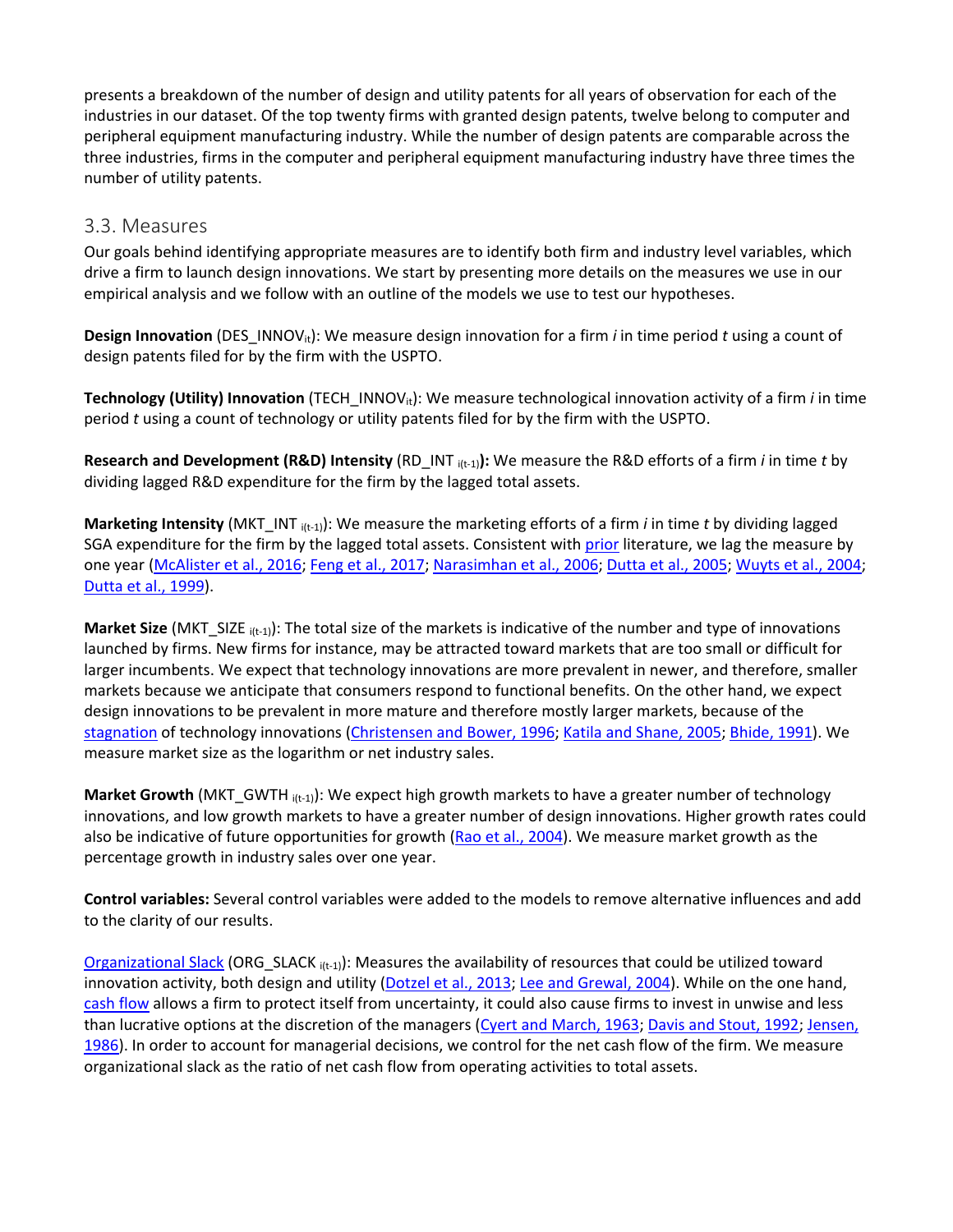presents a breakdown of the number of design and utility patents for all years of observation for each of the industries in our dataset. Of the top twenty firms with granted design patents, twelve belong to computer and peripheral equipment manufacturing industry. While the number of design patents are comparable across the three industries, firms in the computer and peripheral equipment manufacturing industry have three times the number of utility patents.

## 3.3. Measures

Our goals behind identifying appropriate measures are to identify both firm and industry level variables, which drive a firm to launch design innovations. We start by presenting more details on the measures we use in our empirical analysis and we follow with an outline of the models we use to test our hypotheses.

**Design Innovation** ($DES\_INNOV_{it}$): We measure design innovation for a firm *i* in time period *t* using a count of design patents filed for by the firm with the USPTO.

**Technology (Utility) Innovation** ($TECH\_INNOV_{it}$): We measure technological innovation activity of a firm *i* in time period *t* using a count of technology or utility patents filed for by the firm with the USPTO.

**Research and Development (R&D) Intensity** ($RD\_INT_{i(t-1)}$)**:** We measure the R&D efforts of a firm *i* in time *t* by dividing lagged R&D expenditure for the firm by the lagged total assets.

**Marketing Intensity** ($MKT\_INT_{i(t-1)}$): We measure the marketing efforts of a firm *i* in time *t* by dividing lagged SGA expenditure for the firm by the lagged total assets. Consistent with prior literature, we lag the measure by one year (McAlister et al., 2016; Feng et al., 2017; Narasimhan et al., 2006; Dutta et al., 2005; Wuyts et al., 2004; Dutta et al., 1999).

**Market Size** ($MKT\_SIZE_{i(t-1)}$): The total size of the markets is indicative of the number and type of innovations launched by firms. New firms for instance, may be attracted toward markets that are too small or difficult for larger incumbents. We expect that technology innovations are more prevalent in newer, and therefore, smaller markets because we anticipate that consumers respond to functional benefits. On the other hand, we expect design innovations to be prevalent in more mature and therefore mostly larger markets, because of the stagnation of technology innovations (Christensen and Bower, 1996; Katila and Shane, 2005; Bhide, 1991). We measure market size as the logarithm or net industry sales.

**Market Growth** ($MKT\_GWTH_{i(t-1)}$): We expect high growth markets to have a greater number of technology innovations, and low growth markets to have a greater number of design innovations. Higher growth rates could also be indicative of future opportunities for growth (Rao et al., 2004). We measure market growth as the percentage growth in industry sales over one year.

**Control variables:** Several control variables were added to the models to remove alternative influences and add to the clarity of our results.

Organizational Slack ($ORG\_SLACK_{i(t-1)}$): Measures the availability of resources that could be utilized toward innovation activity, both design and utility (Dotzel et al., 2013; Lee and Grewal, 2004). While on the one hand, cash flow allows a firm to protect itself from uncertainty, it could also cause firms to invest in unwise and less than lucrative options at the discretion of the managers (Cyert and March, 1963; Davis and Stout, 1992; Jensen, 1986). In order to account for managerial decisions, we control for the net cash flow of the firm. We measure organizational slack as the ratio of net cash flow from operating activities to total assets.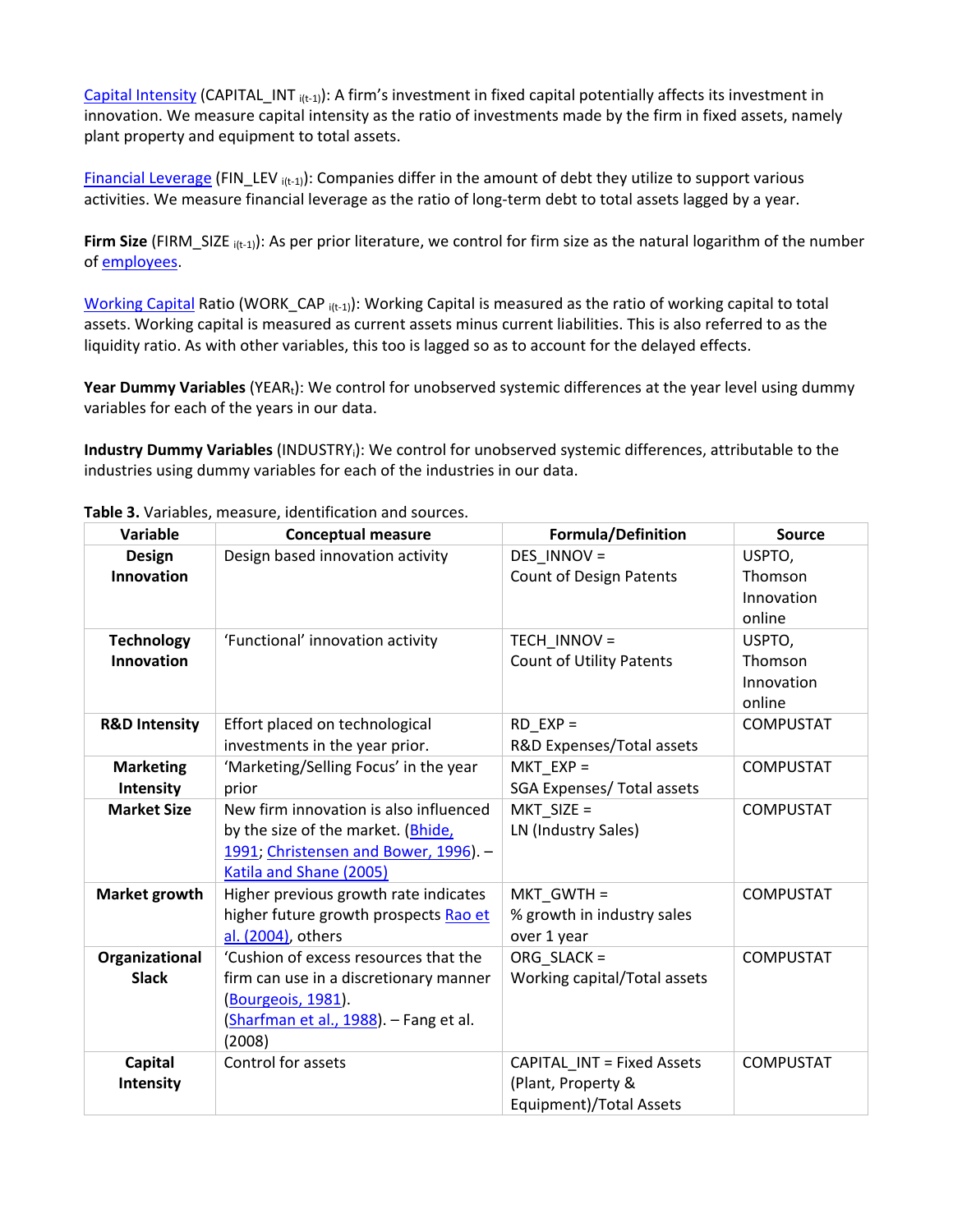Capital Intensity ($CAPITAL\_INT_{i(t-1)}$): A firm's investment in fixed capital potentially affects its investment in innovation. We measure capital intensity as the ratio of investments made by the firm in fixed assets, namely plant property and equipment to total assets.

Financial Leverage ($FIN\_LEV_{i(t-1)}$): Companies differ in the amount of debt they utilize to support various activities. We measure financial leverage as the ratio of long-term debt to total assets lagged by a year.

**Firm Size** ($FIRM\_SIZE_{i(t-1)}$): As per prior literature, we control for firm size as the natural logarithm of the number of employees.

Working Capital Ratio ($WORK\_CAP_{i(t-1)}$): Working Capital is measured as the ratio of working capital to total assets. Working capital is measured as current assets minus current liabilities. This is also referred to as the liquidity ratio. As with other variables, this too is lagged so as to account for the delayed effects.

**Year Dummy Variables** ($YEAR_t$): We control for unobserved systemic differences at the year level using dummy variables for each of the years in our data.

**Industry Dummy Variables** ($INDUSTRY_i$): We control for unobserved systemic differences, attributable to the industries using dummy variables for each of the industries in our data.

**Table 3.** Variables, measure, identification and sources.

| Variable | Conceptual measure | Formula/Definition | Source |
|---|---|---|---|
| **Design Innovation** | Design based innovation activity | DES_INNOV = Count of Design Patents | USPTO, Thomson Innovation online |
| **Technology Innovation** | 'Functional' innovation activity | TECH_INNOV = Count of Utility Patents | USPTO, Thomson Innovation online |
| **R&D Intensity** | Effort placed on technological investments in the year prior. | RD_EXP = R&D Expenses/Total assets | COMPUSTAT |
| **Marketing Intensity** | 'Marketing/Selling Focus' in the year prior | MKT_EXP = SGA Expenses/ Total assets | COMPUSTAT |
| **Market Size** | New firm innovation is also influenced by the size of the market. (Bhide, 1991; Christensen and Bower, 1996). – Katila and Shane (2005) | MKT_SIZE = LN (Industry Sales) | COMPUSTAT |
| **Market growth** | Higher previous growth rate indicates higher future growth prospects Rao et al. (2004), others | MKT_GWTH = % growth in industry sales over 1 year | COMPUSTAT |
| **Organizational Slack** | 'Cushion of excess resources that the firm can use in a discretionary manner (Bourgeois, 1981). (Sharfman et al., 1988). – Fang et al. (2008) | ORG_SLACK = Working capital/Total assets | COMPUSTAT |
| **Capital Intensity** | Control for assets | CAPITAL_INT = Fixed Assets (Plant, Property & Equipment)/Total Assets | COMPUSTAT |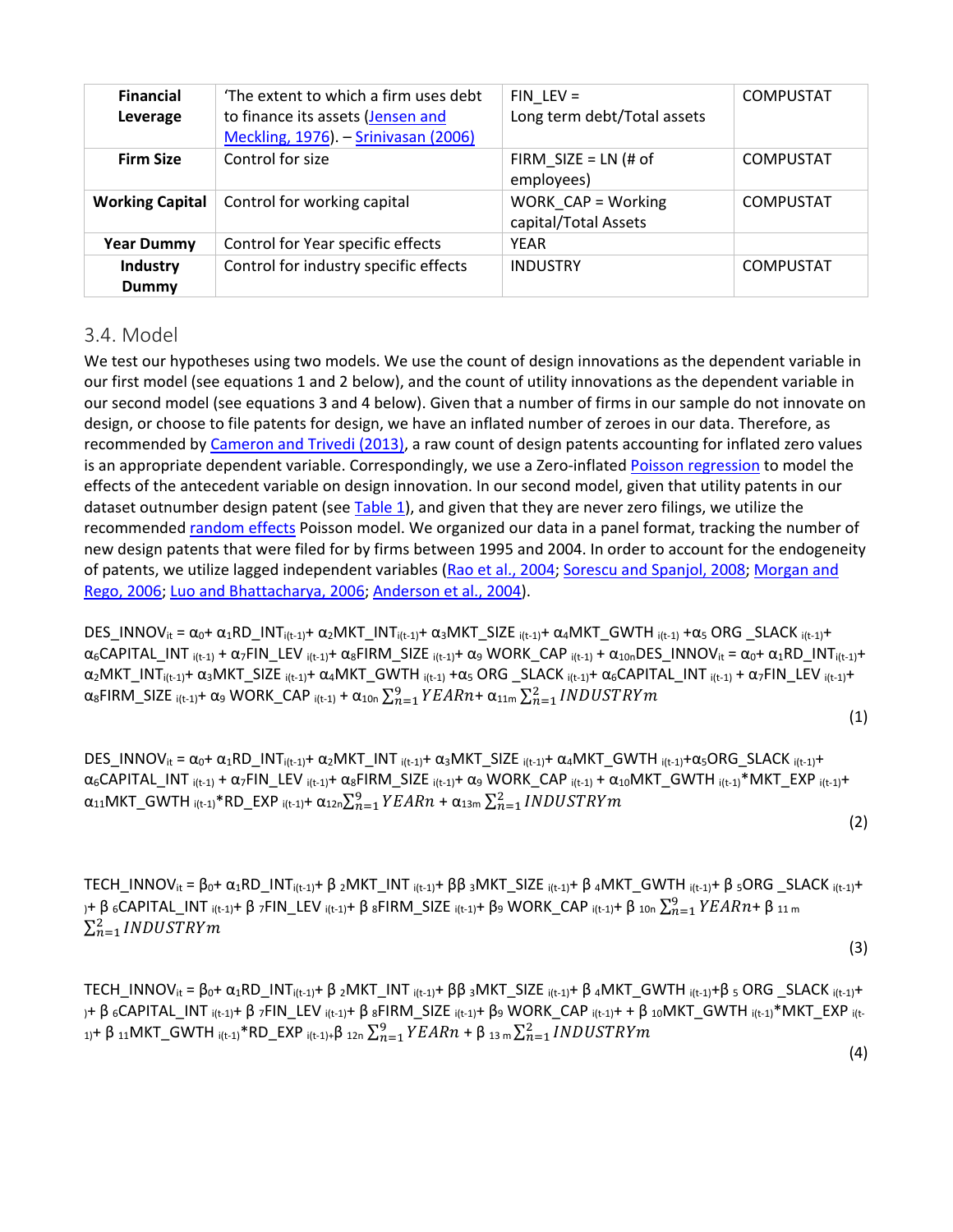| Financial Leverage | 'The extent to which a firm uses debt to finance its assets (Jensen and Meckling, 1976). – Srinivasan (2006) | FIN_LEV = Long term debt/Total assets | COMPUSTAT |
|---|---|---|---|
| Firm Size | Control for size | FIRM_SIZE = LN (# of employees) | COMPUSTAT |
| Working Capital | Control for working capital | WORK_CAP = Working capital/Total Assets | COMPUSTAT |
| Year Dummy | Control for Year specific effects | YEAR | |
| Industry Dummy | Control for industry specific effects | INDUSTRY | COMPUSTAT |

## 3.4. Model

We test our hypotheses using two models. We use the count of design innovations as the dependent variable in our first model (see equations 1 and 2 below), and the count of utility innovations as the dependent variable in our second model (see equations 3 and 4 below). Given that a number of firms in our sample do not innovate on design, or choose to file patents for design, we have an inflated number of zeroes in our data. Therefore, as recommended by Cameron and Trivedi (2013), a raw count of design patents accounting for inflated zero values is an appropriate dependent variable. Correspondingly, we use a Zero-inflated Poisson regression to model the effects of the antecedent variable on design innovation. In our second model, given that utility patents in our dataset outnumber design patent (see Table 1), and given that they are never zero filings, we utilize the recommended random effects Poisson model. We organized our data in a panel format, tracking the number of new design patents that were filed for by firms between 1995 and 2004. In order to account for the endogeneity of patents, we utilize lagged independent variables (Rao et al., 2004; Sorescu and Spanjol, 2008; Morgan and Rego, 2006; Luo and Bhattacharya, 2006; Anderson et al., 2004).

$$DES\_INNOV_{it} = \alpha_0 + \alpha_1 RD\_INT_{i(t-1)} + \alpha_2 MKT\_INT_{i(t-1)} + \alpha_3 MKT\_SIZE_{i(t-1)} + \alpha_4 MKT\_GWTH_{i(t-1)} + \alpha_5 ORG\_SLACK_{i(t-1)} + \alpha_6 CAPITAL\_INT_{i(t-1)} + \alpha_7 FIN\_LEV_{i(t-1)} + \alpha_8 FIRM\_SIZE_{i(t-1)} + \alpha_9 WORK\_CAP_{i(t-1)} + \alpha_{10n} DES\_INNOV_{it} = \alpha_0 + \alpha_1 RD\_INT_{i(t-1)} + \alpha_2 MKT\_INT_{i(t-1)} + \alpha_3 MKT\_SIZE_{i(t-1)} + \alpha_4 MKT\_GWTH_{i(t-1)} + \alpha_5 ORG\_SLACK_{i(t-1)} + \alpha_6 CAPITAL\_INT_{i(t-1)} + \alpha_7 FIN\_LEV_{i(t-1)} + \alpha_8 FIRM\_SIZE_{i(t-1)} + \alpha_9 WORK\_CAP_{i(t-1)} + \alpha_{10n} \sum_{n=1}^{9} YEARn + \alpha_{11m} \sum_{n=1}^{2} INDUSTRYm \quad (1)$$

$$DES\_INNOV_{it} = \alpha_0 + \alpha_1 RD\_INT_{i(t-1)} + \alpha_2 MKT\_INT_{i(t-1)} + \alpha_3 MKT\_SIZE_{i(t-1)} + \alpha_4 MKT\_GWTH_{i(t-1)} + \alpha_5 ORG\_SLACK_{i(t-1)} + \alpha_6 CAPITAL\_INT_{i(t-1)} + \alpha_7 FIN\_LEV_{i(t-1)} + \alpha_8 FIRM\_SIZE_{i(t-1)} + \alpha_9 WORK\_CAP_{i(t-1)} + \alpha_{10} MKT\_GWTH_{i(t-1)} * MKT\_EXP_{i(t-1)} + \alpha_{11} MKT\_GWTH_{i(t-1)} * RD\_EXP_{i(t-1)} + \alpha_{12n} \sum_{n=1}^{9} YEARn + \alpha_{13m} \sum_{n=1}^{2} INDUSTRYm \quad (2)$$

$$TECH\_INNOV_{it} = \beta_0 + \alpha_1 RD\_INT_{i(t-1)} + \beta_2 MKT\_INT_{i(t-1)} + \beta\beta_3 MKT\_SIZE_{i(t-1)} + \beta_4 MKT\_GWTH_{i(t-1)} + \beta_5 ORG\_SLACK_{i(t-1)} + ) + \beta_6 CAPITAL\_INT_{i(t-1)} + \beta_7 FIN\_LEV_{i(t-1)} + \beta_8 FIRM\_SIZE_{i(t-1)} + \beta_9 WORK\_CAP_{i(t-1)} + \beta_{10n} \sum_{n=1}^{9} YEARn + \beta_{11m} \sum_{n=1}^{2} INDUSTRYm \quad (3)$$

$$TECH\_INNOV_{it} = \beta_0 + \alpha_1 RD\_INT_{i(t-1)} + \beta_2 MKT\_INT_{i(t-1)} + \beta\beta_3 MKT\_SIZE_{i(t-1)} + \beta_4 MKT\_GWTH_{i(t-1)} + \beta_5 ORG\_SLACK_{i(t-1)} + ) + \beta_6 CAPITAL\_INT_{i(t-1)} + \beta_7 FIN\_LEV_{i(t-1)} + \beta_8 FIRM\_SIZE_{i(t-1)} + \beta_9 WORK\_CAP_{i(t-1)} + + \beta_{10} MKT\_GWTH_{i(t-1)} * MKT\_EXP_{i(t-1)} + \beta_{11} MKT\_GWTH_{i(t-1)} * RD\_EXP_{i(t-1)} + \beta_{12n} \sum_{n=1}^{9} YEARn + \beta_{13m} \sum_{n=1}^{2} INDUSTRYm \quad (4)$$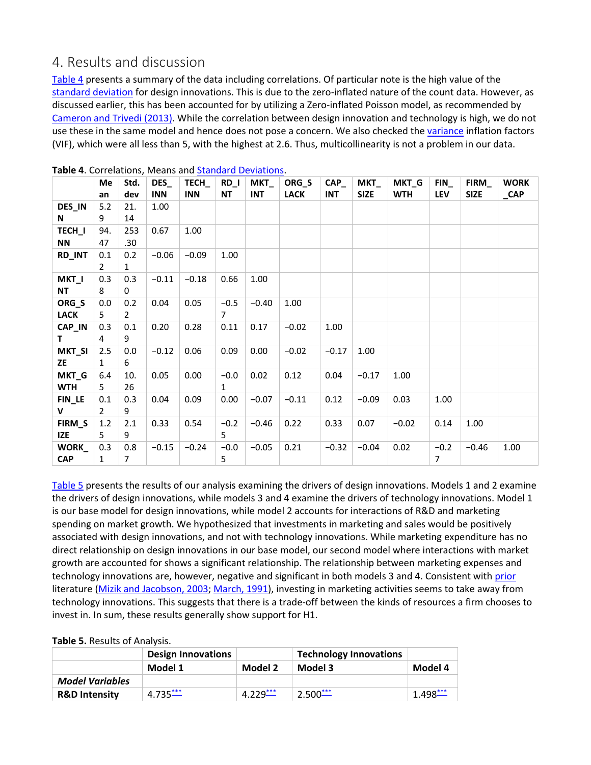## 4. Results and discussion

Table 4 presents a summary of the data including correlations. Of particular note is the high value of the standard deviation for design innovations. This is due to the zero-inflated nature of the count data. However, as discussed earlier, this has been accounted for by utilizing a Zero-inflated Poisson model, as recommended by Cameron and Trivedi (2013). While the correlation between design innovation and technology is high, we do not use these in the same model and hence does not pose a concern. We also checked the variance inflation factors (VIF), which were all less than 5, with the highest at 2.6. Thus, multicollinearity is not a problem in our data.

**Table 4**. Correlations, Means and Standard Deviations.

| | Mean | Std. dev | DES_INN | TECH_INN | RD_INT | MKT_INT | ORG_SLACK | CAP_INT | MKT_SIZE | MKT_GWTH | FIN_LEV | FIRM_SIZE | WORK_CAP |
|---|---|---|---|---|---|---|---|---|---|---|---|---|---|
| **DES_INN** | 5.29 | 21.14 | 1.00 | | | | | | | | | | |
| **TECH_INN** | 94.47 | 253.30 | 0.67 | 1.00 | | | | | | | | | |
| **RD_INT** | 0.12 | 0.21 | −0.06 | −0.09 | 1.00 | | | | | | | | |
| **MKT_INT** | 0.38 | 0.30 | −0.11 | −0.18 | 0.66 | 1.00 | | | | | | | |
| **ORG_SLACK** | 0.05 | 0.22 | 0.04 | 0.05 | −0.57 | −0.40 | 1.00 | | | | | | |
| **CAP_INT** | 0.34 | 0.19 | 0.20 | 0.28 | 0.11 | 0.17 | −0.02 | 1.00 | | | | | |
| **MKT_SIZE** | 2.51 | 0.06 | −0.12 | 0.06 | 0.09 | 0.00 | −0.02 | −0.17 | 1.00 | | | | |
| **MKT_GWTH** | 6.45 | 10.26 | 0.05 | 0.00 | −0.01 | 0.02 | 0.12 | 0.04 | −0.17 | 1.00 | | | |
| **FIN_LEV** | 0.12 | 0.39 | 0.04 | 0.09 | 0.00 | −0.07 | −0.11 | 0.12 | −0.09 | 0.03 | 1.00 | | |
| **FIRM_SIZE** | 1.25 | 2.19 | 0.33 | 0.54 | −0.25 | −0.46 | 0.22 | 0.33 | 0.07 | −0.02 | 0.14 | 1.00 | |
| **WORK_CAP** | 0.31 | 0.87 | −0.15 | −0.24 | −0.05 | −0.05 | 0.21 | −0.32 | −0.04 | 0.02 | −0.27 | −0.46 | 1.00 |

Table 5 presents the results of our analysis examining the drivers of design innovations. Models 1 and 2 examine the drivers of design innovations, while models 3 and 4 examine the drivers of technology innovations. Model 1 is our base model for design innovations, while model 2 accounts for interactions of R&D and marketing spending on market growth. We hypothesized that investments in marketing and sales would be positively associated with design innovations, and not with technology innovations. While marketing expenditure has no direct relationship on design innovations in our base model, our second model where interactions with market growth are accounted for shows a significant relationship. The relationship between marketing expenses and technology innovations are, however, negative and significant in both models 3 and 4. Consistent with prior literature (Mizik and Jacobson, 2003; March, 1991), investing in marketing activities seems to take away from technology innovations. This suggests that there is a trade-off between the kinds of resources a firm chooses to invest in. In sum, these results generally show support for H1.

**Table 5.** Results of Analysis.

| | Design Innovations | | Technology Innovations | |
|---|---|---|---|---|
| | **Model 1** | **Model 2** | **Model 3** | **Model 4** |
| ***Model Variables*** | | | | |
| **R&D Intensity** | 4.735*** | 4.229*** | 2.500*** | 1.498*** |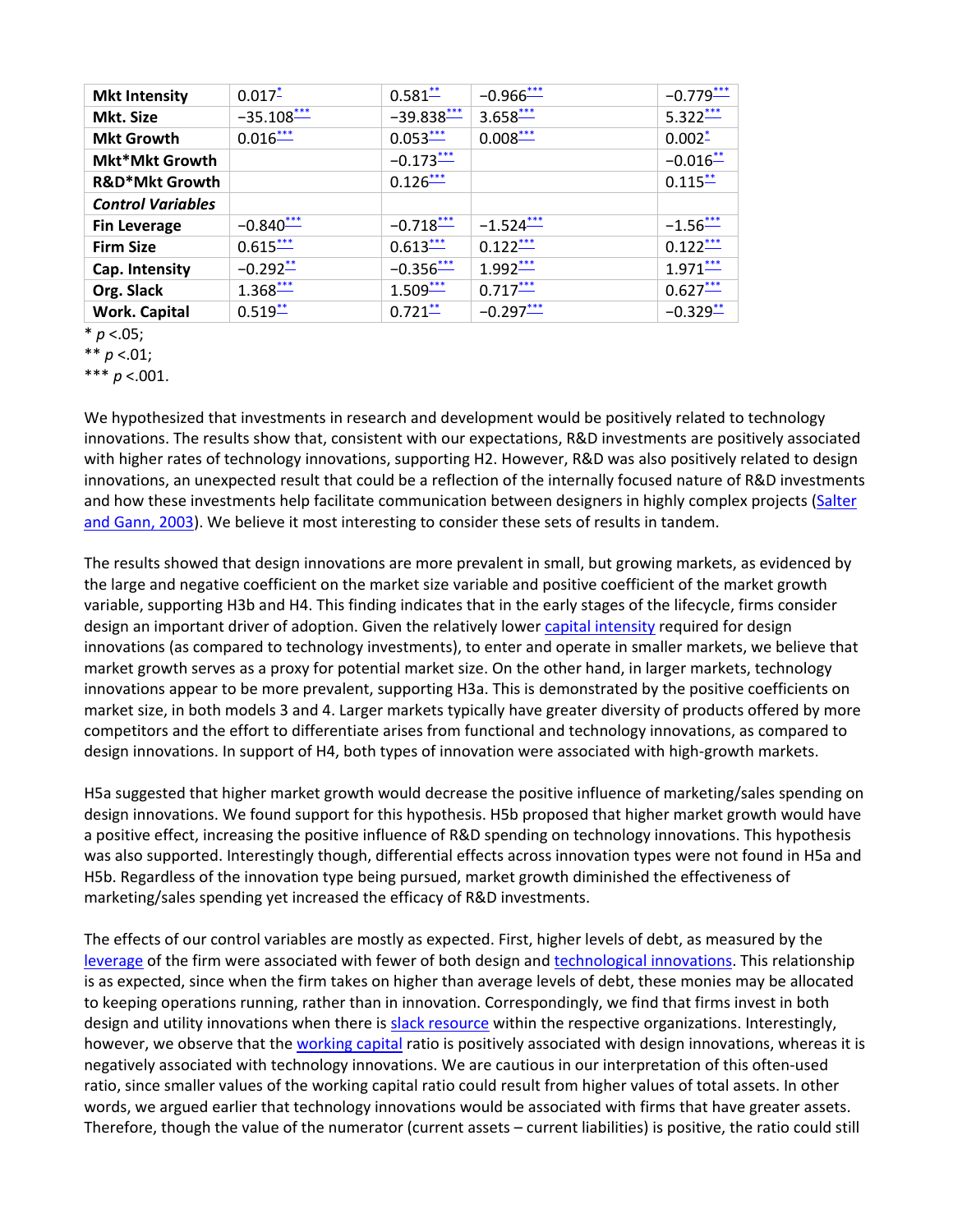| | | | | |
|---|---|---|---|---|
| **Mkt Intensity** | 0.017* | 0.581** | −0.966*** | −0.779*** |
| **Mkt. Size** | −35.108*** | −39.838*** | 3.658*** | 5.322*** |
| **Mkt Growth** | 0.016*** | 0.053*** | 0.008*** | 0.002* |
| **Mkt*Mkt Growth** | | −0.173*** | | −0.016** |
| **R&D*Mkt Growth** | | 0.126*** | | 0.115** |
| ***Control Variables*** | | | | |
| **Fin Leverage** | −0.840*** | −0.718*** | −1.524*** | −1.56*** |
| **Firm Size** | 0.615*** | 0.613*** | 0.122*** | 0.122*** |
| **Cap. Intensity** | −0.292** | −0.356*** | 1.992*** | 1.971*** |
| **Org. Slack** | 1.368*** | 1.509*** | 0.717*** | 0.627*** |
| **Work. Capital** | 0.519** | 0.721** | −0.297*** | −0.329** |

* $p < .05$;

** $p < .01$;

*** $p < .001$.

We hypothesized that investments in research and development would be positively related to technology innovations. The results show that, consistent with our expectations, R&D investments are positively associated with higher rates of technology innovations, supporting H2. However, R&D was also positively related to design innovations, an unexpected result that could be a reflection of the internally focused nature of R&D investments and how these investments help facilitate communication between designers in highly complex projects (Salter and Gann, 2003). We believe it most interesting to consider these sets of results in tandem.

The results showed that design innovations are more prevalent in small, but growing markets, as evidenced by the large and negative coefficient on the market size variable and positive coefficient of the market growth variable, supporting H3b and H4. This finding indicates that in the early stages of the lifecycle, firms consider design an important driver of adoption. Given the relatively lower capital intensity required for design innovations (as compared to technology investments), to enter and operate in smaller markets, we believe that market growth serves as a proxy for potential market size. On the other hand, in larger markets, technology innovations appear to be more prevalent, supporting H3a. This is demonstrated by the positive coefficients on market size, in both models 3 and 4. Larger markets typically have greater diversity of products offered by more competitors and the effort to differentiate arises from functional and technology innovations, as compared to design innovations. In support of H4, both types of innovation were associated with high-growth markets.

H5a suggested that higher market growth would decrease the positive influence of marketing/sales spending on design innovations. We found support for this hypothesis. H5b proposed that higher market growth would have a positive effect, increasing the positive influence of R&D spending on technology innovations. This hypothesis was also supported. Interestingly though, differential effects across innovation types were not found in H5a and H5b. Regardless of the innovation type being pursued, market growth diminished the effectiveness of marketing/sales spending yet increased the efficacy of R&D investments.

The effects of our control variables are mostly as expected. First, higher levels of debt, as measured by the leverage of the firm were associated with fewer of both design and technological innovations. This relationship is as expected, since when the firm takes on higher than average levels of debt, these monies may be allocated to keeping operations running, rather than in innovation. Correspondingly, we find that firms invest in both design and utility innovations when there is slack resource within the respective organizations. Interestingly, however, we observe that the working capital ratio is positively associated with design innovations, whereas it is negatively associated with technology innovations. We are cautious in our interpretation of this often-used ratio, since smaller values of the working capital ratio could result from higher values of total assets. In other words, we argued earlier that technology innovations would be associated with firms that have greater assets. Therefore, though the value of the numerator (current assets – current liabilities) is positive, the ratio could still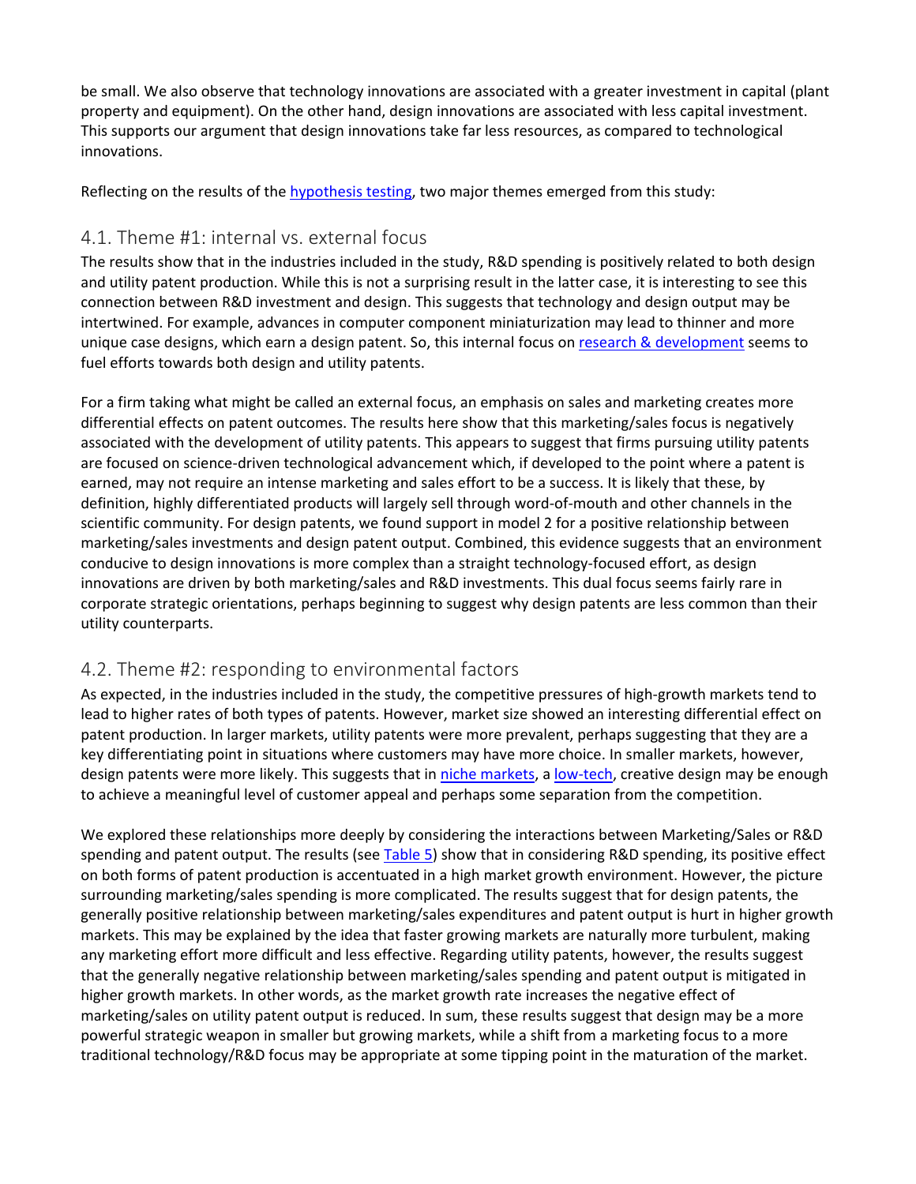be small. We also observe that technology innovations are associated with a greater investment in capital (plant property and equipment). On the other hand, design innovations are associated with less capital investment. This supports our argument that design innovations take far less resources, as compared to technological innovations.

Reflecting on the results of the hypothesis testing, two major themes emerged from this study:

## 4.1. Theme #1: internal vs. external focus

The results show that in the industries included in the study, R&D spending is positively related to both design and utility patent production. While this is not a surprising result in the latter case, it is interesting to see this connection between R&D investment and design. This suggests that technology and design output may be intertwined. For example, advances in computer component miniaturization may lead to thinner and more unique case designs, which earn a design patent. So, this internal focus on research & development seems to fuel efforts towards both design and utility patents.

For a firm taking what might be called an external focus, an emphasis on sales and marketing creates more differential effects on patent outcomes. The results here show that this marketing/sales focus is negatively associated with the development of utility patents. This appears to suggest that firms pursuing utility patents are focused on science-driven technological advancement which, if developed to the point where a patent is earned, may not require an intense marketing and sales effort to be a success. It is likely that these, by definition, highly differentiated products will largely sell through word-of-mouth and other channels in the scientific community. For design patents, we found support in model 2 for a positive relationship between marketing/sales investments and design patent output. Combined, this evidence suggests that an environment conducive to design innovations is more complex than a straight technology-focused effort, as design innovations are driven by both marketing/sales and R&D investments. This dual focus seems fairly rare in corporate strategic orientations, perhaps beginning to suggest why design patents are less common than their utility counterparts.

## 4.2. Theme #2: responding to environmental factors

As expected, in the industries included in the study, the competitive pressures of high-growth markets tend to lead to higher rates of both types of patents. However, market size showed an interesting differential effect on patent production. In larger markets, utility patents were more prevalent, perhaps suggesting that they are a key differentiating point in situations where customers may have more choice. In smaller markets, however, design patents were more likely. This suggests that in niche markets, a low-tech, creative design may be enough to achieve a meaningful level of customer appeal and perhaps some separation from the competition.

We explored these relationships more deeply by considering the interactions between Marketing/Sales or R&D spending and patent output. The results (see Table 5) show that in considering R&D spending, its positive effect on both forms of patent production is accentuated in a high market growth environment. However, the picture surrounding marketing/sales spending is more complicated. The results suggest that for design patents, the generally positive relationship between marketing/sales expenditures and patent output is hurt in higher growth markets. This may be explained by the idea that faster growing markets are naturally more turbulent, making any marketing effort more difficult and less effective. Regarding utility patents, however, the results suggest that the generally negative relationship between marketing/sales spending and patent output is mitigated in higher growth markets. In other words, as the market growth rate increases the negative effect of marketing/sales on utility patent output is reduced. In sum, these results suggest that design may be a more powerful strategic weapon in smaller but growing markets, while a shift from a marketing focus to a more traditional technology/R&D focus may be appropriate at some tipping point in the maturation of the market.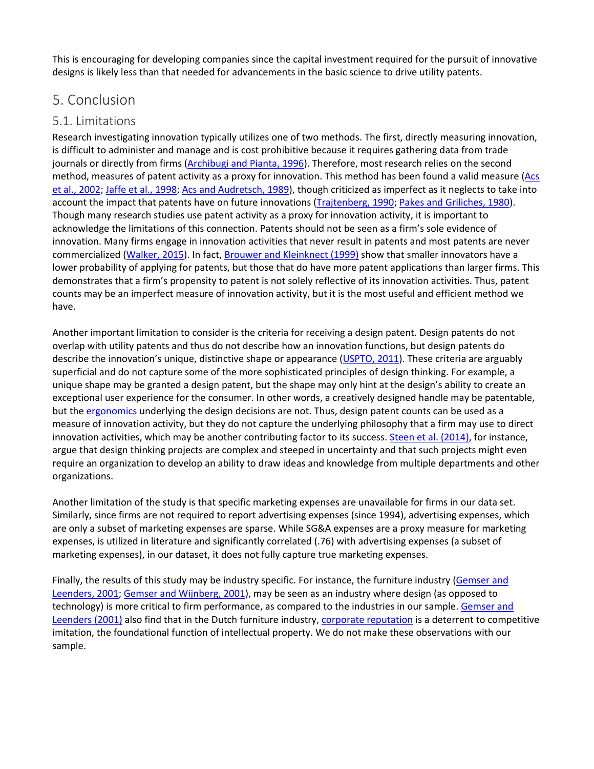This is encouraging for developing companies since the capital investment required for the pursuit of innovative designs is likely less than that needed for advancements in the basic science to drive utility patents.

# 5. Conclusion

## 5.1. Limitations

Research investigating innovation typically utilizes one of two methods. The first, directly measuring innovation, is difficult to administer and manage and is cost prohibitive because it requires gathering data from trade journals or directly from firms (Archibugi and Pianta, 1996). Therefore, most research relies on the second method, measures of patent activity as a proxy for innovation. This method has been found a valid measure (Acs et al., 2002; Jaffe et al., 1998; Acs and Audretsch, 1989), though criticized as imperfect as it neglects to take into account the impact that patents have on future innovations (Trajtenberg, 1990; Pakes and Griliches, 1980). Though many research studies use patent activity as a proxy for innovation activity, it is important to acknowledge the limitations of this connection. Patents should not be seen as a firm's sole evidence of innovation. Many firms engage in innovation activities that never result in patents and most patents are never commercialized (Walker, 2015). In fact, Brouwer and Kleinknect (1999) show that smaller innovators have a lower probability of applying for patents, but those that do have more patent applications than larger firms. This demonstrates that a firm's propensity to patent is not solely reflective of its innovation activities. Thus, patent counts may be an imperfect measure of innovation activity, but it is the most useful and efficient method we have.

Another important limitation to consider is the criteria for receiving a design patent. Design patents do not overlap with utility patents and thus do not describe how an innovation functions, but design patents do describe the innovation's unique, distinctive shape or appearance (USPTO, 2011). These criteria are arguably superficial and do not capture some of the more sophisticated principles of design thinking. For example, a unique shape may be granted a design patent, but the shape may only hint at the design's ability to create an exceptional user experience for the consumer. In other words, a creatively designed handle may be patentable, but the ergonomics underlying the design decisions are not. Thus, design patent counts can be used as a measure of innovation activity, but they do not capture the underlying philosophy that a firm may use to direct innovation activities, which may be another contributing factor to its success. Steen et al. (2014), for instance, argue that design thinking projects are complex and steeped in uncertainty and that such projects might even require an organization to develop an ability to draw ideas and knowledge from multiple departments and other organizations.

Another limitation of the study is that specific marketing expenses are unavailable for firms in our data set. Similarly, since firms are not required to report advertising expenses (since 1994), advertising expenses, which are only a subset of marketing expenses are sparse. While SG&A expenses are a proxy measure for marketing expenses, is utilized in literature and significantly correlated (.76) with advertising expenses (a subset of marketing expenses), in our dataset, it does not fully capture true marketing expenses.

Finally, the results of this study may be industry specific. For instance, the furniture industry (Gemser and Leenders, 2001; Gemser and Wijnberg, 2001), may be seen as an industry where design (as opposed to technology) is more critical to firm performance, as compared to the industries in our sample. Gemser and Leenders (2001) also find that in the Dutch furniture industry, corporate reputation is a deterrent to competitive imitation, the foundational function of intellectual property. We do not make these observations with our sample.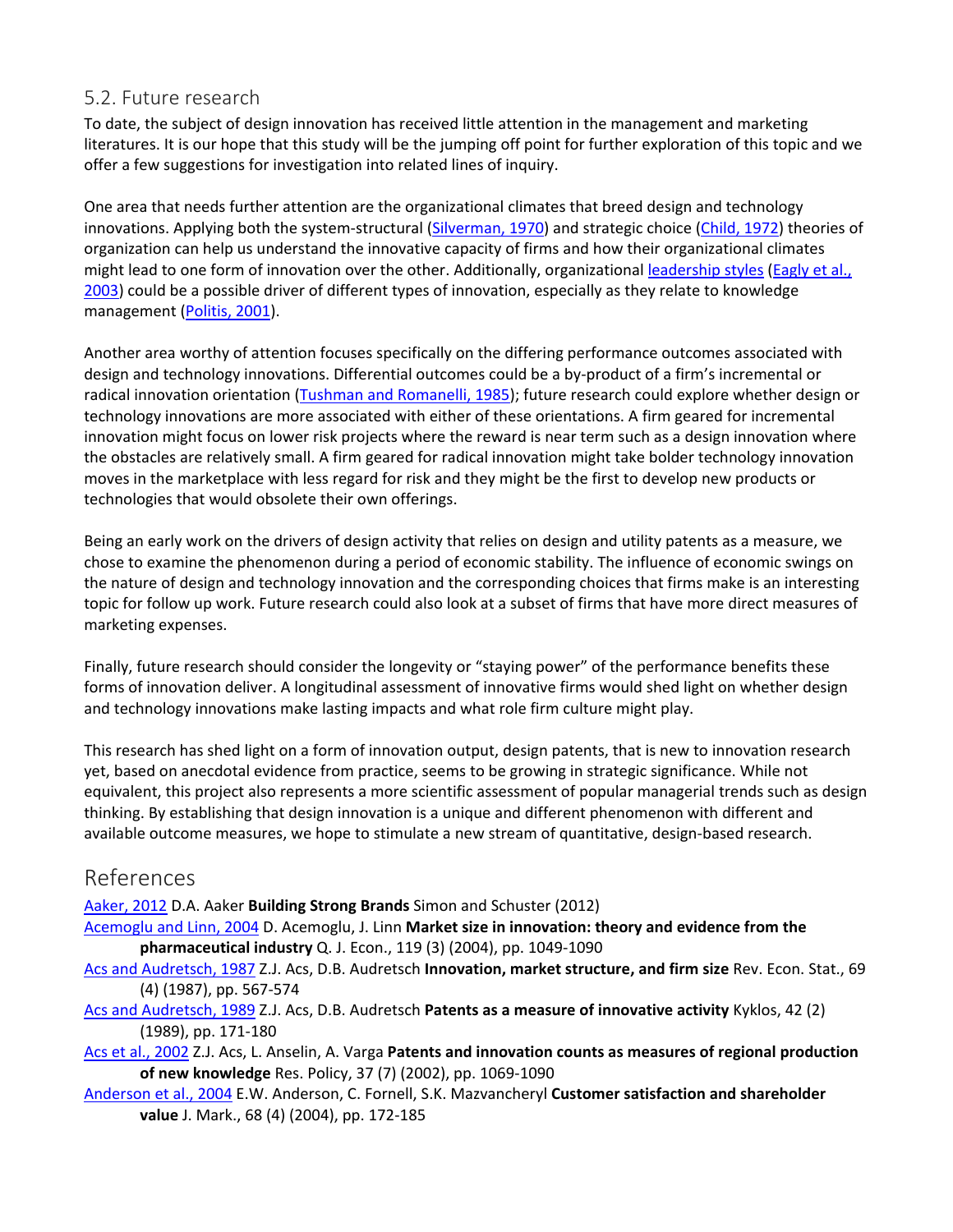## 5.2. Future research

To date, the subject of design innovation has received little attention in the management and marketing literatures. It is our hope that this study will be the jumping off point for further exploration of this topic and we offer a few suggestions for investigation into related lines of inquiry.

One area that needs further attention are the organizational climates that breed design and technology innovations. Applying both the system-structural (Silverman, 1970) and strategic choice (Child, 1972) theories of organization can help us understand the innovative capacity of firms and how their organizational climates might lead to one form of innovation over the other. Additionally, organizational leadership styles (Eagly et al., 2003) could be a possible driver of different types of innovation, especially as they relate to knowledge management (Politis, 2001).

Another area worthy of attention focuses specifically on the differing performance outcomes associated with design and technology innovations. Differential outcomes could be a by-product of a firm's incremental or radical innovation orientation (Tushman and Romanelli, 1985); future research could explore whether design or technology innovations are more associated with either of these orientations. A firm geared for incremental innovation might focus on lower risk projects where the reward is near term such as a design innovation where the obstacles are relatively small. A firm geared for radical innovation might take bolder technology innovation moves in the marketplace with less regard for risk and they might be the first to develop new products or technologies that would obsolete their own offerings.

Being an early work on the drivers of design activity that relies on design and utility patents as a measure, we chose to examine the phenomenon during a period of economic stability. The influence of economic swings on the nature of design and technology innovation and the corresponding choices that firms make is an interesting topic for follow up work. Future research could also look at a subset of firms that have more direct measures of marketing expenses.

Finally, future research should consider the longevity or "staying power" of the performance benefits these forms of innovation deliver. A longitudinal assessment of innovative firms would shed light on whether design and technology innovations make lasting impacts and what role firm culture might play.

This research has shed light on a form of innovation output, design patents, that is new to innovation research yet, based on anecdotal evidence from practice, seems to be growing in strategic significance. While not equivalent, this project also represents a more scientific assessment of popular managerial trends such as design thinking. By establishing that design innovation is a unique and different phenomenon with different and available outcome measures, we hope to stimulate a new stream of quantitative, design-based research.

# References

Aaker, 2012 D.A. Aaker **Building Strong Brands** Simon and Schuster (2012)

Acemoglu and Linn, 2004 D. Acemoglu, J. Linn **Market size in innovation: theory and evidence from the pharmaceutical industry** Q. J. Econ., 119 (3) (2004), pp. 1049-1090

Acs and Audretsch, 1987 Z.J. Acs, D.B. Audretsch **Innovation, market structure, and firm size** Rev. Econ. Stat., 69 (4) (1987), pp. 567-574

Acs and Audretsch, 1989 Z.J. Acs, D.B. Audretsch **Patents as a measure of innovative activity** Kyklos, 42 (2) (1989), pp. 171-180

Acs et al., 2002 Z.J. Acs, L. Anselin, A. Varga **Patents and innovation counts as measures of regional production of new knowledge** Res. Policy, 37 (7) (2002), pp. 1069-1090

Anderson et al., 2004 E.W. Anderson, C. Fornell, S.K. Mazvancheryl **Customer satisfaction and shareholder value** J. Mark., 68 (4) (2004), pp. 172-185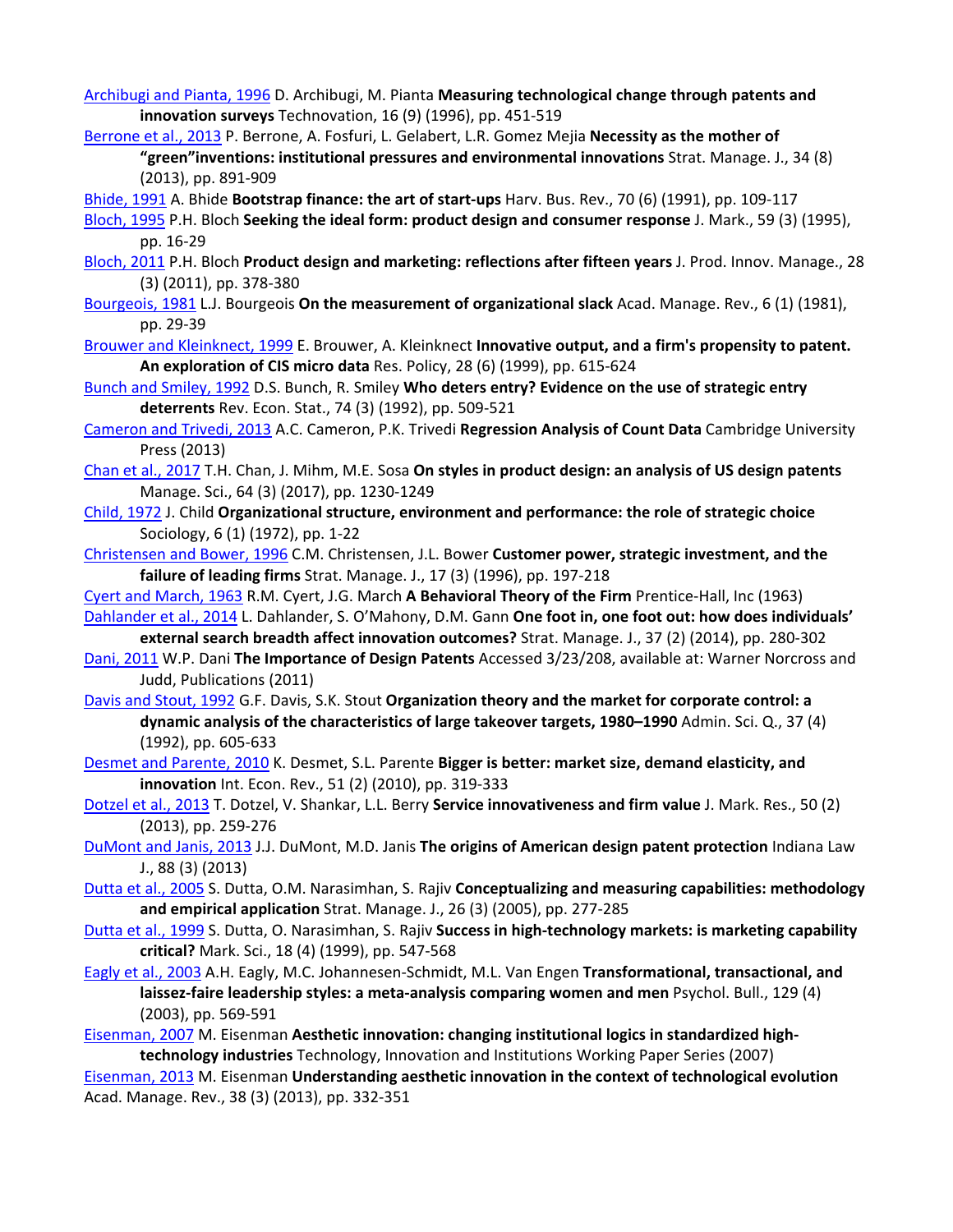Archibugi and Pianta, 1996 D. Archibugi, M. Pianta **Measuring technological change through patents and innovation surveys** Technovation, 16 (9) (1996), pp. 451-519

Berrone et al., 2013 P. Berrone, A. Fosfuri, L. Gelabert, L.R. Gomez Mejia **Necessity as the mother of "green"inventions: institutional pressures and environmental innovations** Strat. Manage. J., 34 (8) (2013), pp. 891-909

Bhide, 1991 A. Bhide **Bootstrap finance: the art of start-ups** Harv. Bus. Rev., 70 (6) (1991), pp. 109-117

Bloch, 1995 P.H. Bloch **Seeking the ideal form: product design and consumer response** J. Mark., 59 (3) (1995), pp. 16-29

Bloch, 2011 P.H. Bloch **Product design and marketing: reflections after fifteen years** J. Prod. Innov. Manage., 28 (3) (2011), pp. 378-380

Bourgeois, 1981 L.J. Bourgeois **On the measurement of organizational slack** Acad. Manage. Rev., 6 (1) (1981), pp. 29-39

Brouwer and Kleinknect, 1999 E. Brouwer, A. Kleinknect **Innovative output, and a firm's propensity to patent. An exploration of CIS micro data** Res. Policy, 28 (6) (1999), pp. 615-624

Bunch and Smiley, 1992 D.S. Bunch, R. Smiley **Who deters entry? Evidence on the use of strategic entry deterrents** Rev. Econ. Stat., 74 (3) (1992), pp. 509-521

Cameron and Trivedi, 2013 A.C. Cameron, P.K. Trivedi **Regression Analysis of Count Data** Cambridge University Press (2013)

Chan et al., 2017 T.H. Chan, J. Mihm, M.E. Sosa **On styles in product design: an analysis of US design patents** Manage. Sci., 64 (3) (2017), pp. 1230-1249

Child, 1972 J. Child **Organizational structure, environment and performance: the role of strategic choice** Sociology, 6 (1) (1972), pp. 1-22

Christensen and Bower, 1996 C.M. Christensen, J.L. Bower **Customer power, strategic investment, and the failure of leading firms** Strat. Manage. J., 17 (3) (1996), pp. 197-218

Cyert and March, 1963 R.M. Cyert, J.G. March **A Behavioral Theory of the Firm** Prentice-Hall, Inc (1963)

Dahlander et al., 2014 L. Dahlander, S. O'Mahony, D.M. Gann **One foot in, one foot out: how does individuals' external search breadth affect innovation outcomes?** Strat. Manage. J., 37 (2) (2014), pp. 280-302

Dani, 2011 W.P. Dani **The Importance of Design Patents** Accessed 3/23/208, available at: Warner Norcross and Judd, Publications (2011)

Davis and Stout, 1992 G.F. Davis, S.K. Stout **Organization theory and the market for corporate control: a dynamic analysis of the characteristics of large takeover targets, 1980–1990** Admin. Sci. Q., 37 (4) (1992), pp. 605-633

Desmet and Parente, 2010 K. Desmet, S.L. Parente **Bigger is better: market size, demand elasticity, and innovation** Int. Econ. Rev., 51 (2) (2010), pp. 319-333

Dotzel et al., 2013 T. Dotzel, V. Shankar, L.L. Berry **Service innovativeness and firm value** J. Mark. Res., 50 (2) (2013), pp. 259-276

DuMont and Janis, 2013 J.J. DuMont, M.D. Janis **The origins of American design patent protection** Indiana Law J., 88 (3) (2013)

Dutta et al., 2005 S. Dutta, O.M. Narasimhan, S. Rajiv **Conceptualizing and measuring capabilities: methodology and empirical application** Strat. Manage. J., 26 (3) (2005), pp. 277-285

Dutta et al., 1999 S. Dutta, O. Narasimhan, S. Rajiv **Success in high-technology markets: is marketing capability critical?** Mark. Sci., 18 (4) (1999), pp. 547-568

Eagly et al., 2003 A.H. Eagly, M.C. Johannesen-Schmidt, M.L. Van Engen **Transformational, transactional, and laissez-faire leadership styles: a meta-analysis comparing women and men** Psychol. Bull., 129 (4) (2003), pp. 569-591

Eisenman, 2007 M. Eisenman **Aesthetic innovation: changing institutional logics in standardized high-technology industries** Technology, Innovation and Institutions Working Paper Series (2007)

Eisenman, 2013 M. Eisenman **Understanding aesthetic innovation in the context of technological evolution** Acad. Manage. Rev., 38 (3) (2013), pp. 332-351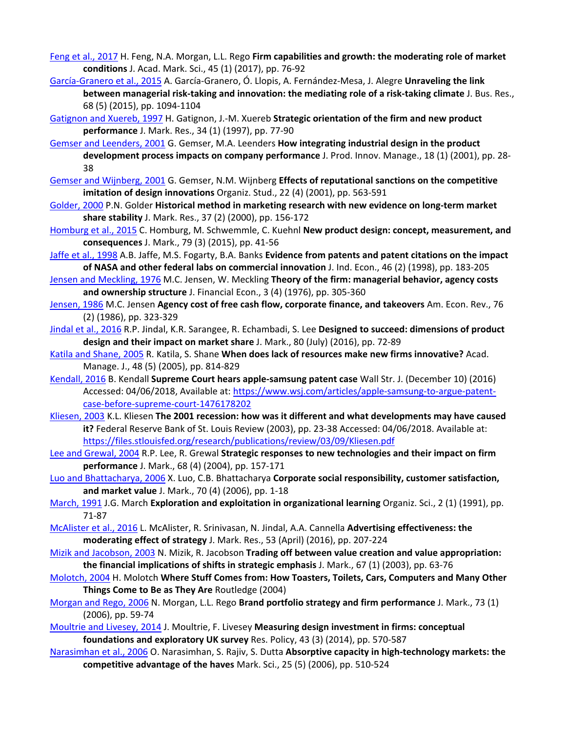Feng et al., 2017 H. Feng, N.A. Morgan, L.L. Rego **Firm capabilities and growth: the moderating role of market conditions** J. Acad. Mark. Sci., 45 (1) (2017), pp. 76-92

García-Granero et al., 2015 A. García-Granero, Ó. Llopis, A. Fernández-Mesa, J. Alegre **Unraveling the link between managerial risk-taking and innovation: the mediating role of a risk-taking climate** J. Bus. Res., 68 (5) (2015), pp. 1094-1104

Gatignon and Xuereb, 1997 H. Gatignon, J.-M. Xuereb **Strategic orientation of the firm and new product performance** J. Mark. Res., 34 (1) (1997), pp. 77-90

Gemser and Leenders, 2001 G. Gemser, M.A. Leenders **How integrating industrial design in the product development process impacts on company performance** J. Prod. Innov. Manage., 18 (1) (2001), pp. 28-38

Gemser and Wijnberg, 2001 G. Gemser, N.M. Wijnberg **Effects of reputational sanctions on the competitive imitation of design innovations** Organiz. Stud., 22 (4) (2001), pp. 563-591

Golder, 2000 P.N. Golder **Historical method in marketing research with new evidence on long-term market share stability** J. Mark. Res., 37 (2) (2000), pp. 156-172

Homburg et al., 2015 C. Homburg, M. Schwemmle, C. Kuehnl **New product design: concept, measurement, and consequences** J. Mark., 79 (3) (2015), pp. 41-56

Jaffe et al., 1998 A.B. Jaffe, M.S. Fogarty, B.A. Banks **Evidence from patents and patent citations on the impact of NASA and other federal labs on commercial innovation** J. Ind. Econ., 46 (2) (1998), pp. 183-205

Jensen and Meckling, 1976 M.C. Jensen, W. Meckling **Theory of the firm: managerial behavior, agency costs and ownership structure** J. Financial Econ., 3 (4) (1976), pp. 305-360

Jensen, 1986 M.C. Jensen **Agency cost of free cash flow, corporate finance, and takeovers** Am. Econ. Rev., 76 (2) (1986), pp. 323-329

Jindal et al., 2016 R.P. Jindal, K.R. Sarangee, R. Echambadi, S. Lee **Designed to succeed: dimensions of product design and their impact on market share** J. Mark., 80 (July) (2016), pp. 72-89

Katila and Shane, 2005 R. Katila, S. Shane **When does lack of resources make new firms innovative?** Acad. Manage. J., 48 (5) (2005), pp. 814-829

Kendall, 2016 B. Kendall **Supreme Court hears apple-samsung patent case** Wall Str. J. (December 10) (2016) Accessed: 04/06/2018, Available at: https://www.wsj.com/articles/apple-samsung-to-argue-patent-case-before-supreme-court-1476178202

Kliesen, 2003 K.L. Kliesen **The 2001 recession: how was it different and what developments may have caused it?** Federal Reserve Bank of St. Louis Review (2003), pp. 23-38 Accessed: 04/06/2018. Available at: https://files.stlouisfed.org/research/publications/review/03/09/Kliesen.pdf

Lee and Grewal, 2004 R.P. Lee, R. Grewal **Strategic responses to new technologies and their impact on firm performance** J. Mark., 68 (4) (2004), pp. 157-171

Luo and Bhattacharya, 2006 X. Luo, C.B. Bhattacharya **Corporate social responsibility, customer satisfaction, and market value** J. Mark., 70 (4) (2006), pp. 1-18

March, 1991 J.G. March **Exploration and exploitation in organizational learning** Organiz. Sci., 2 (1) (1991), pp. 71-87

McAlister et al., 2016 L. McAlister, R. Srinivasan, N. Jindal, A.A. Cannella **Advertising effectiveness: the moderating effect of strategy** J. Mark. Res., 53 (April) (2016), pp. 207-224

Mizik and Jacobson, 2003 N. Mizik, R. Jacobson **Trading off between value creation and value appropriation: the financial implications of shifts in strategic emphasis** J. Mark., 67 (1) (2003), pp. 63-76

Molotch, 2004 H. Molotch **Where Stuff Comes from: How Toasters, Toilets, Cars, Computers and Many Other Things Come to Be as They Are** Routledge (2004)

Morgan and Rego, 2006 N. Morgan, L.L. Rego **Brand portfolio strategy and firm performance** J. Mark., 73 (1) (2006), pp. 59-74

Moultrie and Livesey, 2014 J. Moultrie, F. Livesey **Measuring design investment in firms: conceptual foundations and exploratory UK survey** Res. Policy, 43 (3) (2014), pp. 570-587

Narasimhan et al., 2006 O. Narasimhan, S. Rajiv, S. Dutta **Absorptive capacity in high-technology markets: the competitive advantage of the haves** Mark. Sci., 25 (5) (2006), pp. 510-524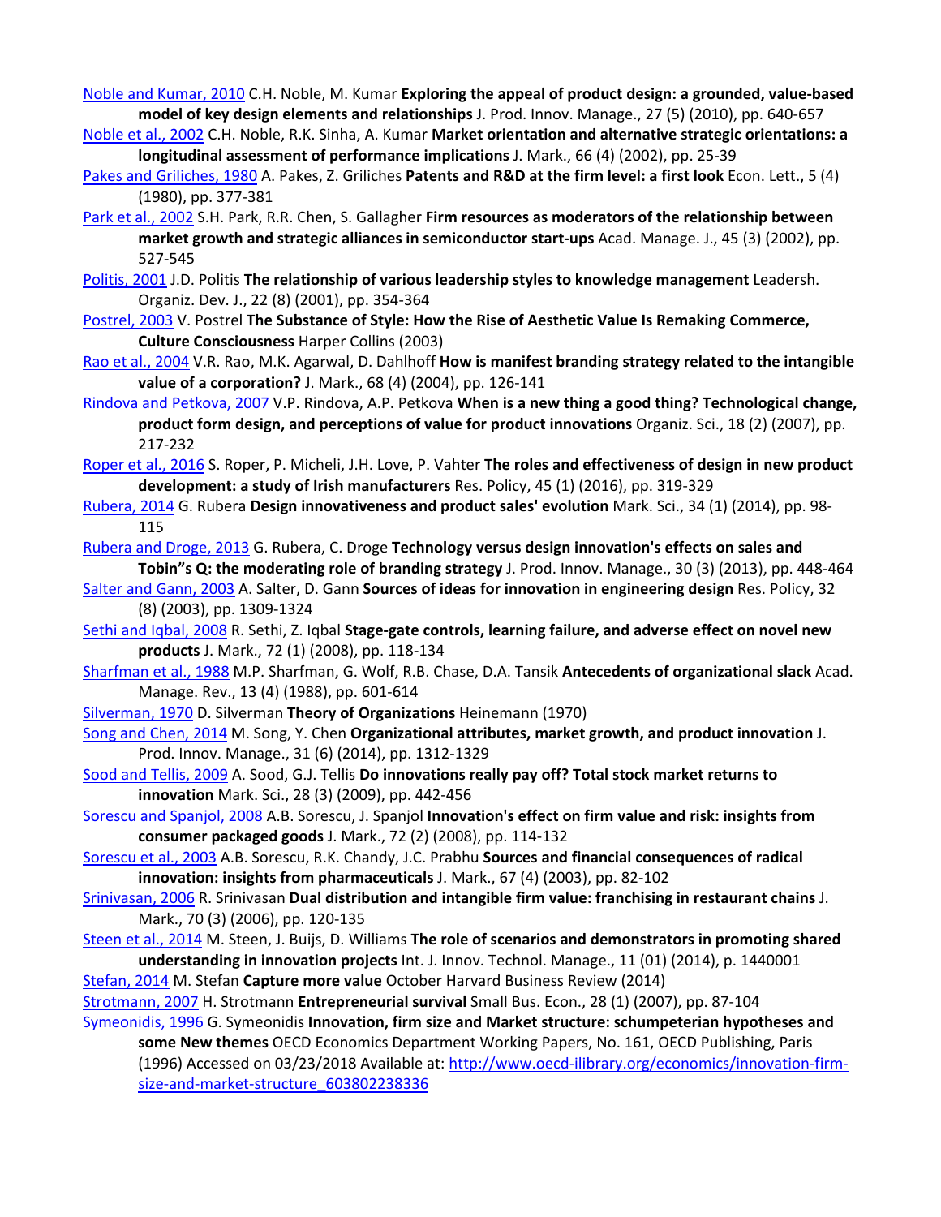Noble and Kumar, 2010 C.H. Noble, M. Kumar **Exploring the appeal of product design: a grounded, value-based model of key design elements and relationships** J. Prod. Innov. Manage., 27 (5) (2010), pp. 640-657

Noble et al., 2002 C.H. Noble, R.K. Sinha, A. Kumar **Market orientation and alternative strategic orientations: a longitudinal assessment of performance implications** J. Mark., 66 (4) (2002), pp. 25-39

Pakes and Griliches, 1980 A. Pakes, Z. Griliches **Patents and R&D at the firm level: a first look** Econ. Lett., 5 (4) (1980), pp. 377-381

Park et al., 2002 S.H. Park, R.R. Chen, S. Gallagher **Firm resources as moderators of the relationship between market growth and strategic alliances in semiconductor start-ups** Acad. Manage. J., 45 (3) (2002), pp. 527-545

Politis, 2001 J.D. Politis **The relationship of various leadership styles to knowledge management** Leadersh. Organiz. Dev. J., 22 (8) (2001), pp. 354-364

Postrel, 2003 V. Postrel **The Substance of Style: How the Rise of Aesthetic Value Is Remaking Commerce, Culture Consciousness** Harper Collins (2003)

Rao et al., 2004 V.R. Rao, M.K. Agarwal, D. Dahlhoff **How is manifest branding strategy related to the intangible value of a corporation?** J. Mark., 68 (4) (2004), pp. 126-141

Rindova and Petkova, 2007 V.P. Rindova, A.P. Petkova **When is a new thing a good thing? Technological change, product form design, and perceptions of value for product innovations** Organiz. Sci., 18 (2) (2007), pp. 217-232

Roper et al., 2016 S. Roper, P. Micheli, J.H. Love, P. Vahter **The roles and effectiveness of design in new product development: a study of Irish manufacturers** Res. Policy, 45 (1) (2016), pp. 319-329

Rubera, 2014 G. Rubera **Design innovativeness and product sales' evolution** Mark. Sci., 34 (1) (2014), pp. 98-115

Rubera and Droge, 2013 G. Rubera, C. Droge **Technology versus design innovation's effects on sales and Tobin"s Q: the moderating role of branding strategy** J. Prod. Innov. Manage., 30 (3) (2013), pp. 448-464

Salter and Gann, 2003 A. Salter, D. Gann **Sources of ideas for innovation in engineering design** Res. Policy, 32 (8) (2003), pp. 1309-1324

Sethi and Iqbal, 2008 R. Sethi, Z. Iqbal **Stage-gate controls, learning failure, and adverse effect on novel new products** J. Mark., 72 (1) (2008), pp. 118-134

Sharfman et al., 1988 M.P. Sharfman, G. Wolf, R.B. Chase, D.A. Tansik **Antecedents of organizational slack** Acad. Manage. Rev., 13 (4) (1988), pp. 601-614

Silverman, 1970 D. Silverman **Theory of Organizations** Heinemann (1970)

Song and Chen, 2014 M. Song, Y. Chen **Organizational attributes, market growth, and product innovation** J. Prod. Innov. Manage., 31 (6) (2014), pp. 1312-1329

Sood and Tellis, 2009 A. Sood, G.J. Tellis **Do innovations really pay off? Total stock market returns to innovation** Mark. Sci., 28 (3) (2009), pp. 442-456

Sorescu and Spanjol, 2008 A.B. Sorescu, J. Spanjol **Innovation's effect on firm value and risk: insights from consumer packaged goods** J. Mark., 72 (2) (2008), pp. 114-132

Sorescu et al., 2003 A.B. Sorescu, R.K. Chandy, J.C. Prabhu **Sources and financial consequences of radical innovation: insights from pharmaceuticals** J. Mark., 67 (4) (2003), pp. 82-102

Srinivasan, 2006 R. Srinivasan **Dual distribution and intangible firm value: franchising in restaurant chains** J. Mark., 70 (3) (2006), pp. 120-135

Steen et al., 2014 M. Steen, J. Buijs, D. Williams **The role of scenarios and demonstrators in promoting shared understanding in innovation projects** Int. J. Innov. Technol. Manage., 11 (01) (2014), p. 1440001

Stefan, 2014 M. Stefan **Capture more value** October Harvard Business Review (2014)

Strotmann, 2007 H. Strotmann **Entrepreneurial survival** Small Bus. Econ., 28 (1) (2007), pp. 87-104

Symeonidis, 1996 G. Symeonidis **Innovation, firm size and Market structure: schumpeterian hypotheses and some New themes** OECD Economics Department Working Papers, No. 161, OECD Publishing, Paris (1996) Accessed on 03/23/2018 Available at: http://www.oecd-ilibrary.org/economics/innovation-firm-size-and-market-structure_603802238336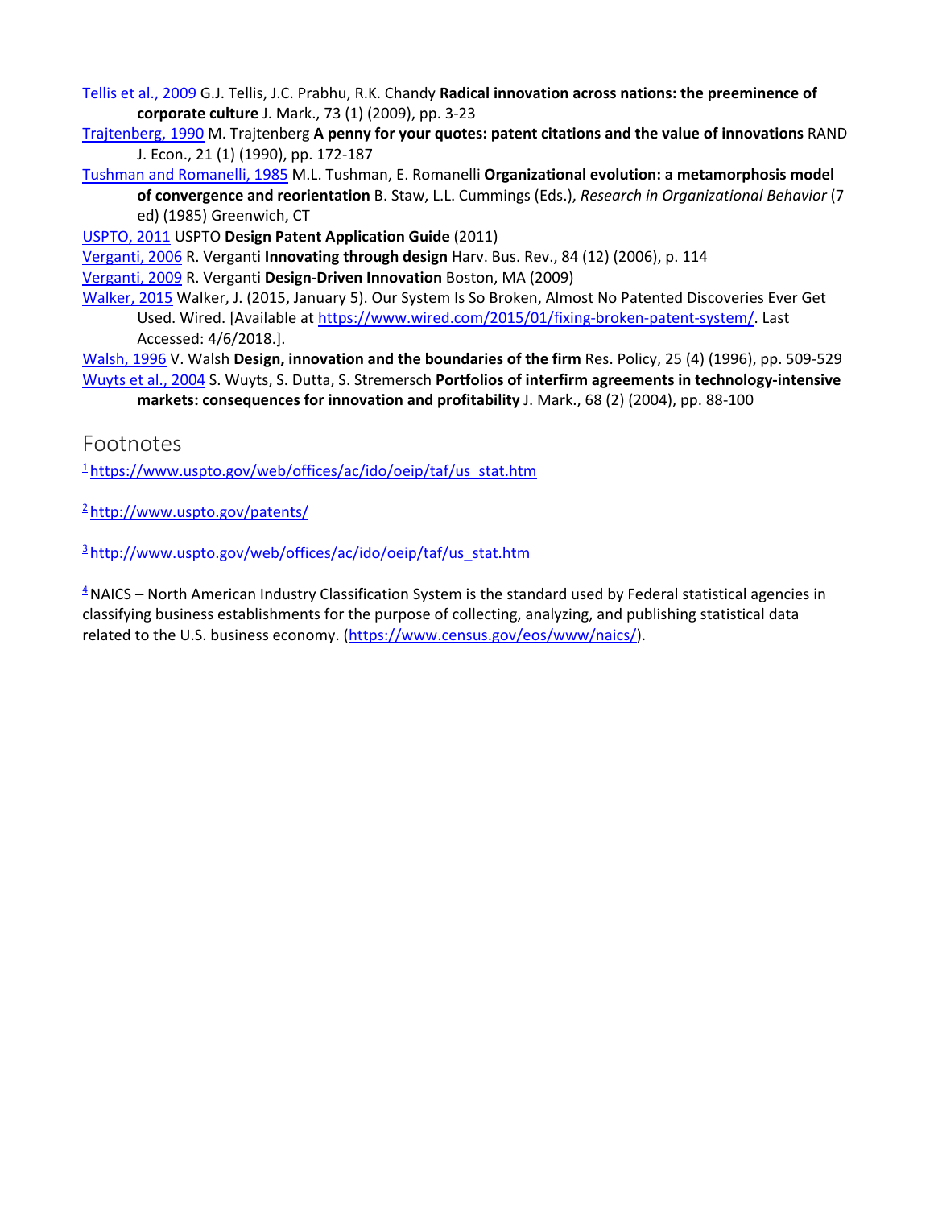Tellis et al., 2009 G.J. Tellis, J.C. Prabhu, R.K. Chandy **Radical innovation across nations: the preeminence of corporate culture** J. Mark., 73 (1) (2009), pp. 3-23

Trajtenberg, 1990 M. Trajtenberg **A penny for your quotes: patent citations and the value of innovations** RAND J. Econ., 21 (1) (1990), pp. 172-187

Tushman and Romanelli, 1985 M.L. Tushman, E. Romanelli **Organizational evolution: a metamorphosis model of convergence and reorientation** B. Staw, L.L. Cummings (Eds.), *Research in Organizational Behavior* (7 ed) (1985) Greenwich, CT

USPTO, 2011 USPTO **Design Patent Application Guide** (2011)

Verganti, 2006 R. Verganti **Innovating through design** Harv. Bus. Rev., 84 (12) (2006), p. 114

Verganti, 2009 R. Verganti **Design-Driven Innovation** Boston, MA (2009)

Walker, 2015 Walker, J. (2015, January 5). Our System Is So Broken, Almost No Patented Discoveries Ever Get Used. Wired. [Available at https://www.wired.com/2015/01/fixing-broken-patent-system/. Last Accessed: 4/6/2018.].

Walsh, 1996 V. Walsh **Design, innovation and the boundaries of the firm** Res. Policy, 25 (4) (1996), pp. 509-529

Wuyts et al., 2004 S. Wuyts, S. Dutta, S. Stremersch **Portfolios of interfirm agreements in technology-intensive markets: consequences for innovation and profitability** J. Mark., 68 (2) (2004), pp. 88-100

## Footnotes

[1] https://www.uspto.gov/web/offices/ac/ido/oeip/taf/us_stat.htm

[2] http://www.uspto.gov/patents/

[3] http://www.uspto.gov/web/offices/ac/ido/oeip/taf/us_stat.htm

[4] NAICS – North American Industry Classification System is the standard used by Federal statistical agencies in classifying business establishments for the purpose of collecting, analyzing, and publishing statistical data related to the U.S. business economy. (https://www.census.gov/eos/www/naics/).